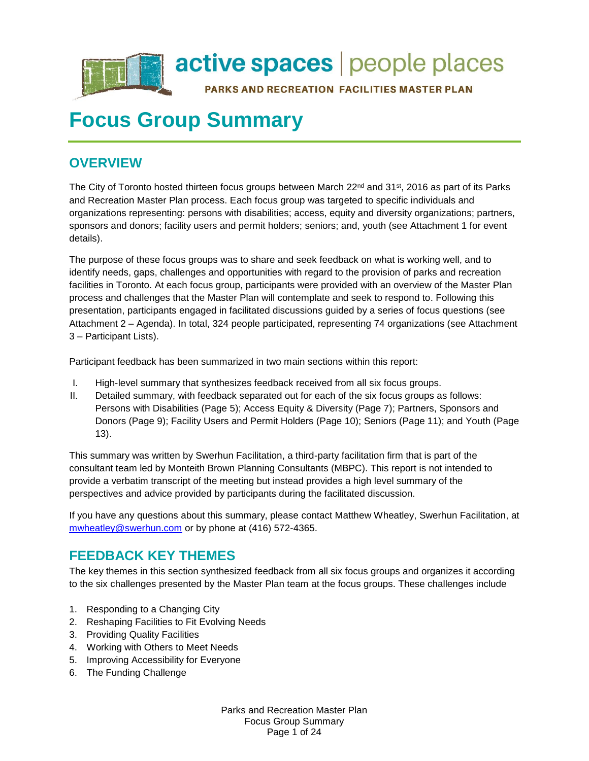active spaces | people places

PARKS AND RECREATION FACILITIES MASTER PLAN

# Focus Group Summary

## OVERVIEW

The City of Toronto hosted thirteen focus groups between March 22nd and 31st, 2016 as part of its Parks and Recreation Master Plan process. Each focus group was targeted to specific individuals and organizations representing: persons with disabilities; access, equity and diversity organizations; partners, sponsors and donors; facility users and permit holders; seniors; and, youth (see Attachment 1 for event details).

The purpose of these focus groups was to share and seek feedback on what is working well, and to identify needs, gaps, challenges and opportunities with regard to the provision of parks and recreation facilities in Toronto. At each focus group, participants were provided with an overview of the Master Plan process and challenges that the Master Plan will contemplate and seek to respond to. Following this presentation, participants engaged in facilitated discussions guided by a series of focus questions (see Attachment 2 – Agenda). In total, 324 people participated, representing 74 organizations (see Attachment 3 – Participant Lists).

Participant feedback has been summarized in two main sections within this report:

I. High-level summary that synthesizes feedback received from all six focus groups.
II. Detailed summary, with feedback separated out for each of the six focus groups as follows: Persons with Disabilities (Page 5); Access Equity & Diversity (Page 7); Partners, Sponsors and Donors (Page 9); Facility Users and Permit Holders (Page 10); Seniors (Page 11); and Youth (Page 13).

This summary was written by Swerhun Facilitation, a third-party facilitation firm that is part of the consultant team led by Monteith Brown Planning Consultants (MBPC). This report is not intended to provide a verbatim transcript of the meeting but instead provides a high level summary of the perspectives and advice provided by participants during the facilitated discussion.

If you have any questions about this summary, please contact Matthew Wheatley, Swerhun Facilitation, at mwheatley@swerhun.com or by phone at (416) 572-4365.

## FEEDBACK KEY THEMES

The key themes in this section synthesized feedback from all six focus groups and organizes it according to the six challenges presented by the Master Plan team at the focus groups. These challenges include

1. Responding to a Changing City
2. Reshaping Facilities to Fit Evolving Needs
3. Providing Quality Facilities
4. Working with Others to Meet Needs
5. Improving Accessibility for Everyone
6. The Funding Challenge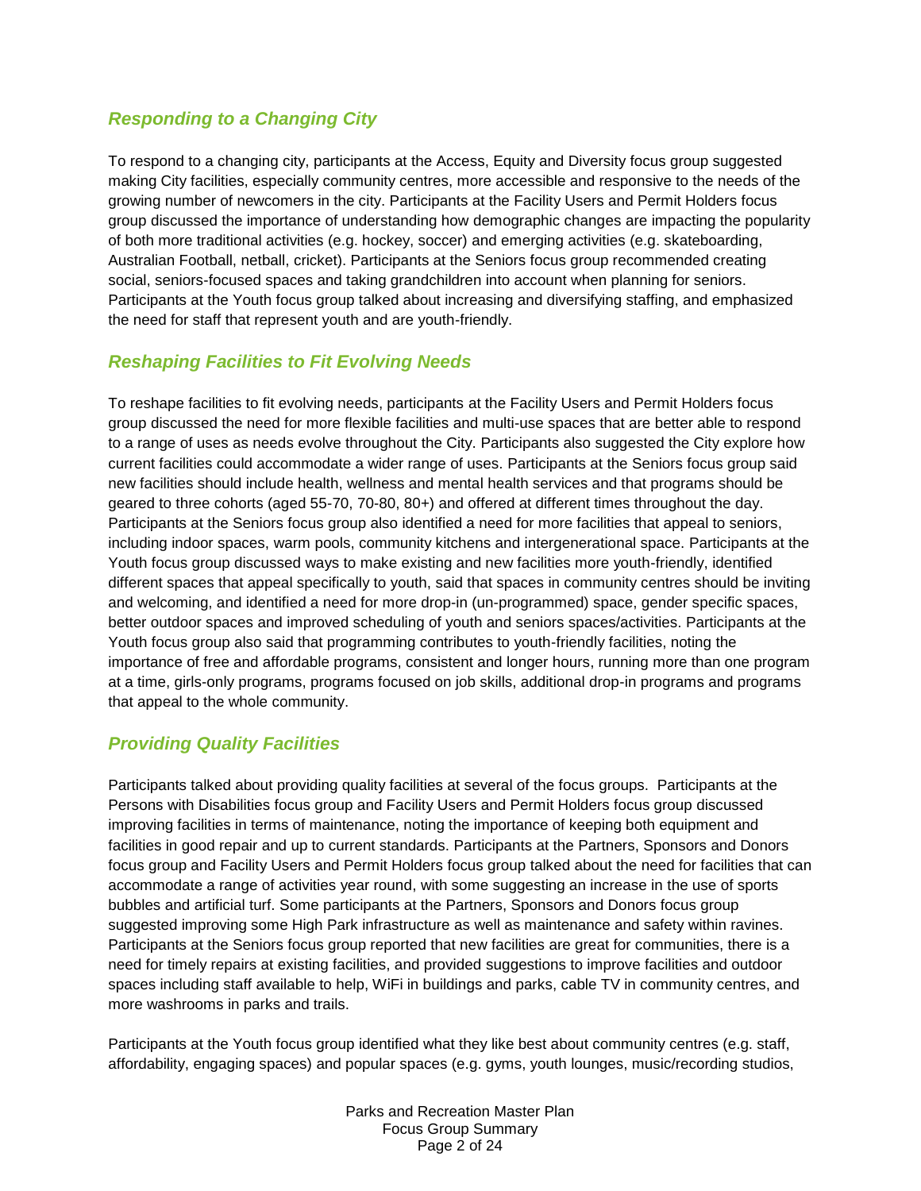### *Responding to a Changing City*

To respond to a changing city, participants at the Access, Equity and Diversity focus group suggested making City facilities, especially community centres, more accessible and responsive to the needs of the growing number of newcomers in the city. Participants at the Facility Users and Permit Holders focus group discussed the importance of understanding how demographic changes are impacting the popularity of both more traditional activities (e.g. hockey, soccer) and emerging activities (e.g. skateboarding, Australian Football, netball, cricket). Participants at the Seniors focus group recommended creating social, seniors-focused spaces and taking grandchildren into account when planning for seniors. Participants at the Youth focus group talked about increasing and diversifying staffing, and emphasized the need for staff that represent youth and are youth-friendly.

### *Reshaping Facilities to Fit Evolving Needs*

To reshape facilities to fit evolving needs, participants at the Facility Users and Permit Holders focus group discussed the need for more flexible facilities and multi-use spaces that are better able to respond to a range of uses as needs evolve throughout the City. Participants also suggested the City explore how current facilities could accommodate a wider range of uses. Participants at the Seniors focus group said new facilities should include health, wellness and mental health services and that programs should be geared to three cohorts (aged 55-70, 70-80, 80+) and offered at different times throughout the day. Participants at the Seniors focus group also identified a need for more facilities that appeal to seniors, including indoor spaces, warm pools, community kitchens and intergenerational space. Participants at the Youth focus group discussed ways to make existing and new facilities more youth-friendly, identified different spaces that appeal specifically to youth, said that spaces in community centres should be inviting and welcoming, and identified a need for more drop-in (un-programmed) space, gender specific spaces, better outdoor spaces and improved scheduling of youth and seniors spaces/activities. Participants at the Youth focus group also said that programming contributes to youth-friendly facilities, noting the importance of free and affordable programs, consistent and longer hours, running more than one program at a time, girls-only programs, programs focused on job skills, additional drop-in programs and programs that appeal to the whole community.

### *Providing Quality Facilities*

Participants talked about providing quality facilities at several of the focus groups. Participants at the Persons with Disabilities focus group and Facility Users and Permit Holders focus group discussed improving facilities in terms of maintenance, noting the importance of keeping both equipment and facilities in good repair and up to current standards. Participants at the Partners, Sponsors and Donors focus group and Facility Users and Permit Holders focus group talked about the need for facilities that can accommodate a range of activities year round, with some suggesting an increase in the use of sports bubbles and artificial turf. Some participants at the Partners, Sponsors and Donors focus group suggested improving some High Park infrastructure as well as maintenance and safety within ravines. Participants at the Seniors focus group reported that new facilities are great for communities, there is a need for timely repairs at existing facilities, and provided suggestions to improve facilities and outdoor spaces including staff available to help, WiFi in buildings and parks, cable TV in community centres, and more washrooms in parks and trails.

Participants at the Youth focus group identified what they like best about community centres (e.g. staff, affordability, engaging spaces) and popular spaces (e.g. gyms, youth lounges, music/recording studios,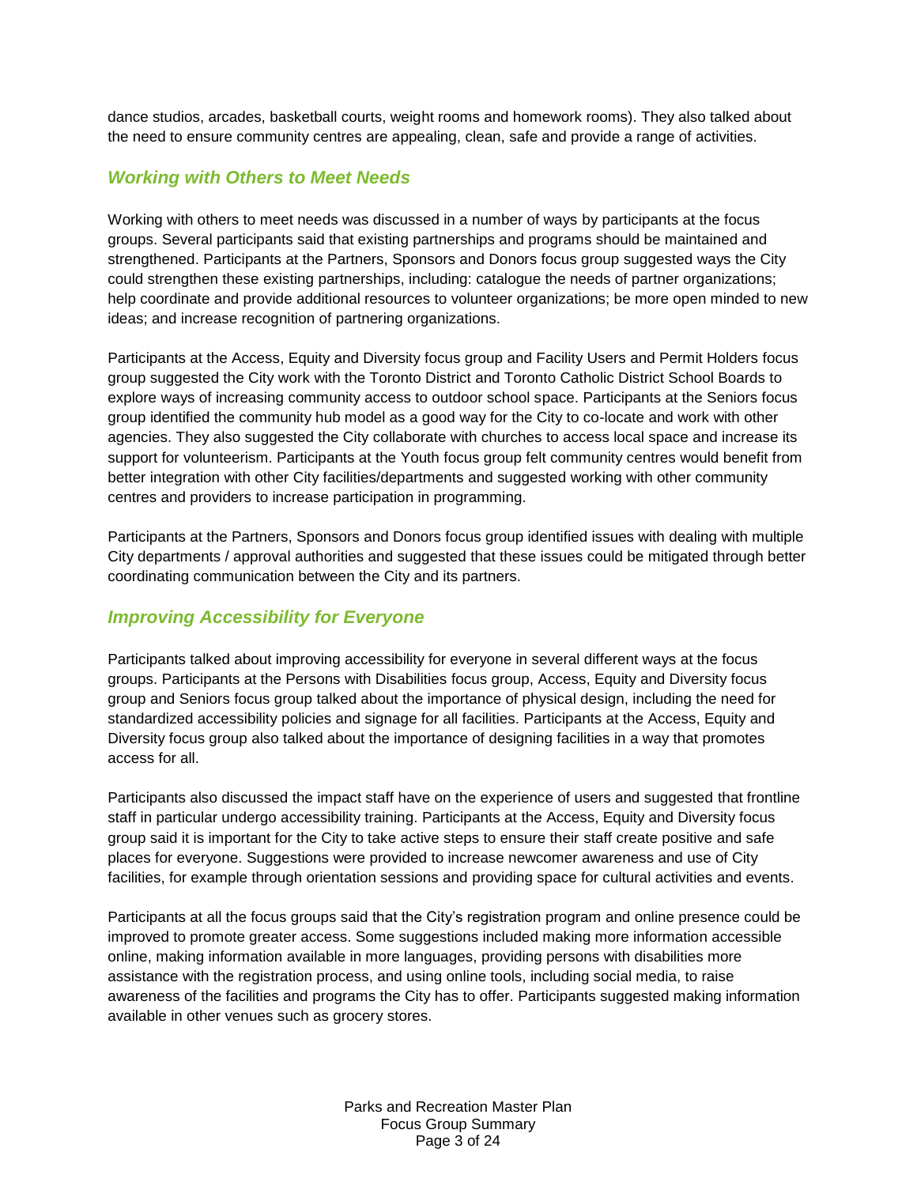dance studios, arcades, basketball courts, weight rooms and homework rooms). They also talked about the need to ensure community centres are appealing, clean, safe and provide a range of activities.

## *Working with Others to Meet Needs*

Working with others to meet needs was discussed in a number of ways by participants at the focus groups. Several participants said that existing partnerships and programs should be maintained and strengthened. Participants at the Partners, Sponsors and Donors focus group suggested ways the City could strengthen these existing partnerships, including: catalogue the needs of partner organizations; help coordinate and provide additional resources to volunteer organizations; be more open minded to new ideas; and increase recognition of partnering organizations.

Participants at the Access, Equity and Diversity focus group and Facility Users and Permit Holders focus group suggested the City work with the Toronto District and Toronto Catholic District School Boards to explore ways of increasing community access to outdoor school space. Participants at the Seniors focus group identified the community hub model as a good way for the City to co-locate and work with other agencies. They also suggested the City collaborate with churches to access local space and increase its support for volunteerism. Participants at the Youth focus group felt community centres would benefit from better integration with other City facilities/departments and suggested working with other community centres and providers to increase participation in programming.

Participants at the Partners, Sponsors and Donors focus group identified issues with dealing with multiple City departments / approval authorities and suggested that these issues could be mitigated through better coordinating communication between the City and its partners.

## *Improving Accessibility for Everyone*

Participants talked about improving accessibility for everyone in several different ways at the focus groups. Participants at the Persons with Disabilities focus group, Access, Equity and Diversity focus group and Seniors focus group talked about the importance of physical design, including the need for standardized accessibility policies and signage for all facilities. Participants at the Access, Equity and Diversity focus group also talked about the importance of designing facilities in a way that promotes access for all.

Participants also discussed the impact staff have on the experience of users and suggested that frontline staff in particular undergo accessibility training. Participants at the Access, Equity and Diversity focus group said it is important for the City to take active steps to ensure their staff create positive and safe places for everyone. Suggestions were provided to increase newcomer awareness and use of City facilities, for example through orientation sessions and providing space for cultural activities and events.

Participants at all the focus groups said that the City's registration program and online presence could be improved to promote greater access. Some suggestions included making more information accessible online, making information available in more languages, providing persons with disabilities more assistance with the registration process, and using online tools, including social media, to raise awareness of the facilities and programs the City has to offer. Participants suggested making information available in other venues such as grocery stores.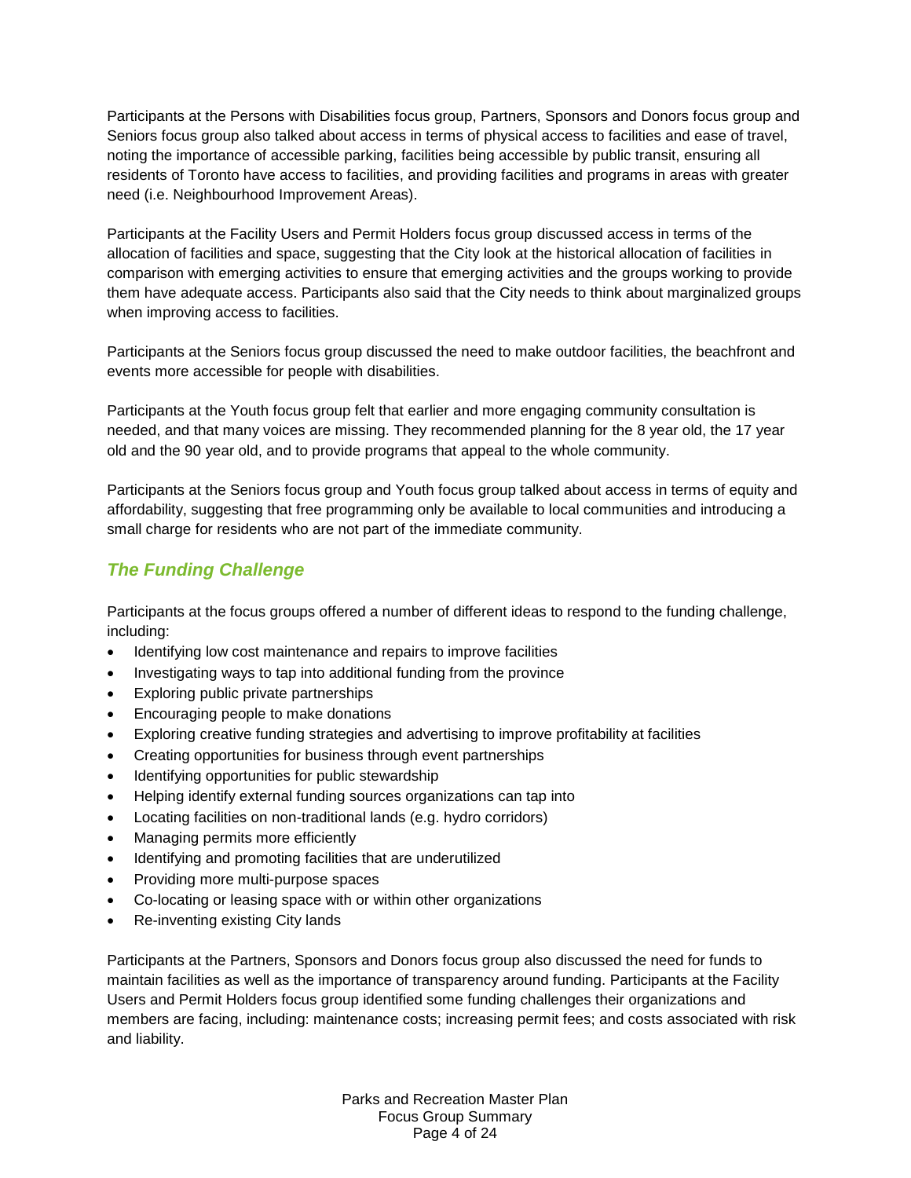Participants at the Persons with Disabilities focus group, Partners, Sponsors and Donors focus group and Seniors focus group also talked about access in terms of physical access to facilities and ease of travel, noting the importance of accessible parking, facilities being accessible by public transit, ensuring all residents of Toronto have access to facilities, and providing facilities and programs in areas with greater need (i.e. Neighbourhood Improvement Areas).

Participants at the Facility Users and Permit Holders focus group discussed access in terms of the allocation of facilities and space, suggesting that the City look at the historical allocation of facilities in comparison with emerging activities to ensure that emerging activities and the groups working to provide them have adequate access. Participants also said that the City needs to think about marginalized groups when improving access to facilities.

Participants at the Seniors focus group discussed the need to make outdoor facilities, the beachfront and events more accessible for people with disabilities.

Participants at the Youth focus group felt that earlier and more engaging community consultation is needed, and that many voices are missing. They recommended planning for the 8 year old, the 17 year old and the 90 year old, and to provide programs that appeal to the whole community.

Participants at the Seniors focus group and Youth focus group talked about access in terms of equity and affordability, suggesting that free programming only be available to local communities and introducing a small charge for residents who are not part of the immediate community.

### *The Funding Challenge*

Participants at the focus groups offered a number of different ideas to respond to the funding challenge, including:

- Identifying low cost maintenance and repairs to improve facilities
- Investigating ways to tap into additional funding from the province
- Exploring public private partnerships
- Encouraging people to make donations
- Exploring creative funding strategies and advertising to improve profitability at facilities
- Creating opportunities for business through event partnerships
- Identifying opportunities for public stewardship
- Helping identify external funding sources organizations can tap into
- Locating facilities on non-traditional lands (e.g. hydro corridors)
- Managing permits more efficiently
- Identifying and promoting facilities that are underutilized
- Providing more multi-purpose spaces
- Co-locating or leasing space with or within other organizations
- Re-inventing existing City lands

Participants at the Partners, Sponsors and Donors focus group also discussed the need for funds to maintain facilities as well as the importance of transparency around funding. Participants at the Facility Users and Permit Holders focus group identified some funding challenges their organizations and members are facing, including: maintenance costs; increasing permit fees; and costs associated with risk and liability.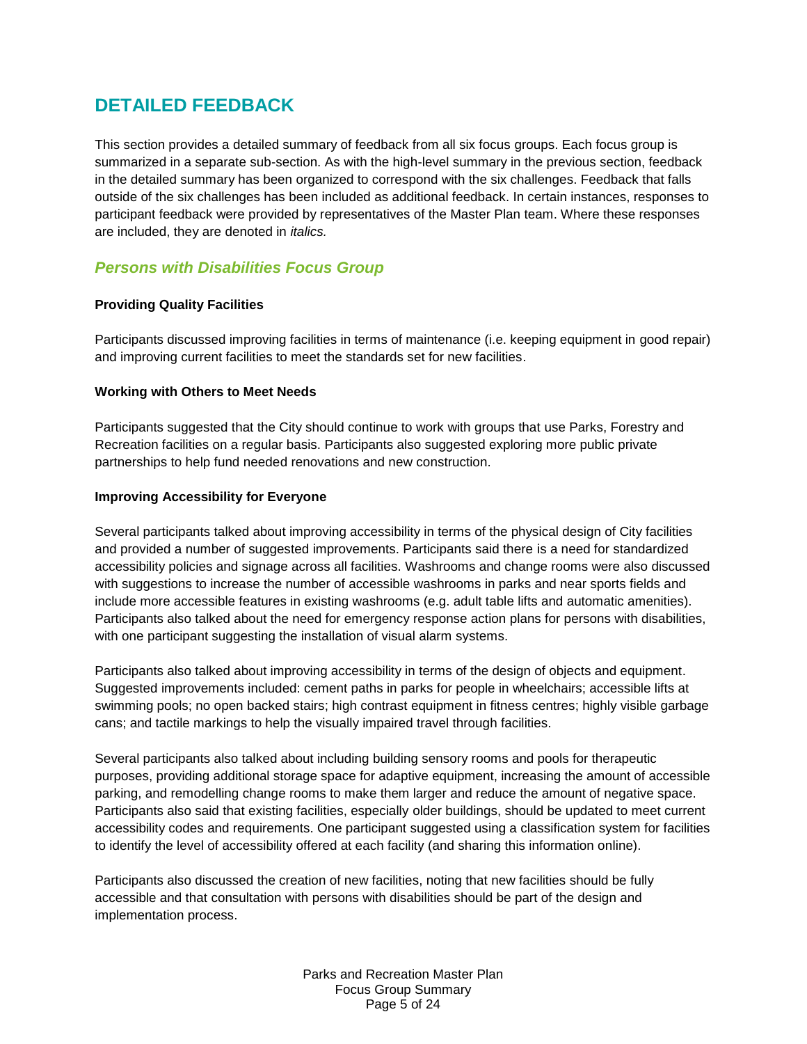## DETAILED FEEDBACK

This section provides a detailed summary of feedback from all six focus groups. Each focus group is summarized in a separate sub-section. As with the high-level summary in the previous section, feedback in the detailed summary has been organized to correspond with the six challenges. Feedback that falls outside of the six challenges has been included as additional feedback. In certain instances, responses to participant feedback were provided by representatives of the Master Plan team. Where these responses are included, they are denoted in *italics.*

### *Persons with Disabilities Focus Group*

**Providing Quality Facilities**

Participants discussed improving facilities in terms of maintenance (i.e. keeping equipment in good repair) and improving current facilities to meet the standards set for new facilities.

**Working with Others to Meet Needs**

Participants suggested that the City should continue to work with groups that use Parks, Forestry and Recreation facilities on a regular basis. Participants also suggested exploring more public private partnerships to help fund needed renovations and new construction.

**Improving Accessibility for Everyone**

Several participants talked about improving accessibility in terms of the physical design of City facilities and provided a number of suggested improvements. Participants said there is a need for standardized accessibility policies and signage across all facilities. Washrooms and change rooms were also discussed with suggestions to increase the number of accessible washrooms in parks and near sports fields and include more accessible features in existing washrooms (e.g. adult table lifts and automatic amenities). Participants also talked about the need for emergency response action plans for persons with disabilities, with one participant suggesting the installation of visual alarm systems.

Participants also talked about improving accessibility in terms of the design of objects and equipment. Suggested improvements included: cement paths in parks for people in wheelchairs; accessible lifts at swimming pools; no open backed stairs; high contrast equipment in fitness centres; highly visible garbage cans; and tactile markings to help the visually impaired travel through facilities.

Several participants also talked about including building sensory rooms and pools for therapeutic purposes, providing additional storage space for adaptive equipment, increasing the amount of accessible parking, and remodelling change rooms to make them larger and reduce the amount of negative space. Participants also said that existing facilities, especially older buildings, should be updated to meet current accessibility codes and requirements. One participant suggested using a classification system for facilities to identify the level of accessibility offered at each facility (and sharing this information online).

Participants also discussed the creation of new facilities, noting that new facilities should be fully accessible and that consultation with persons with disabilities should be part of the design and implementation process.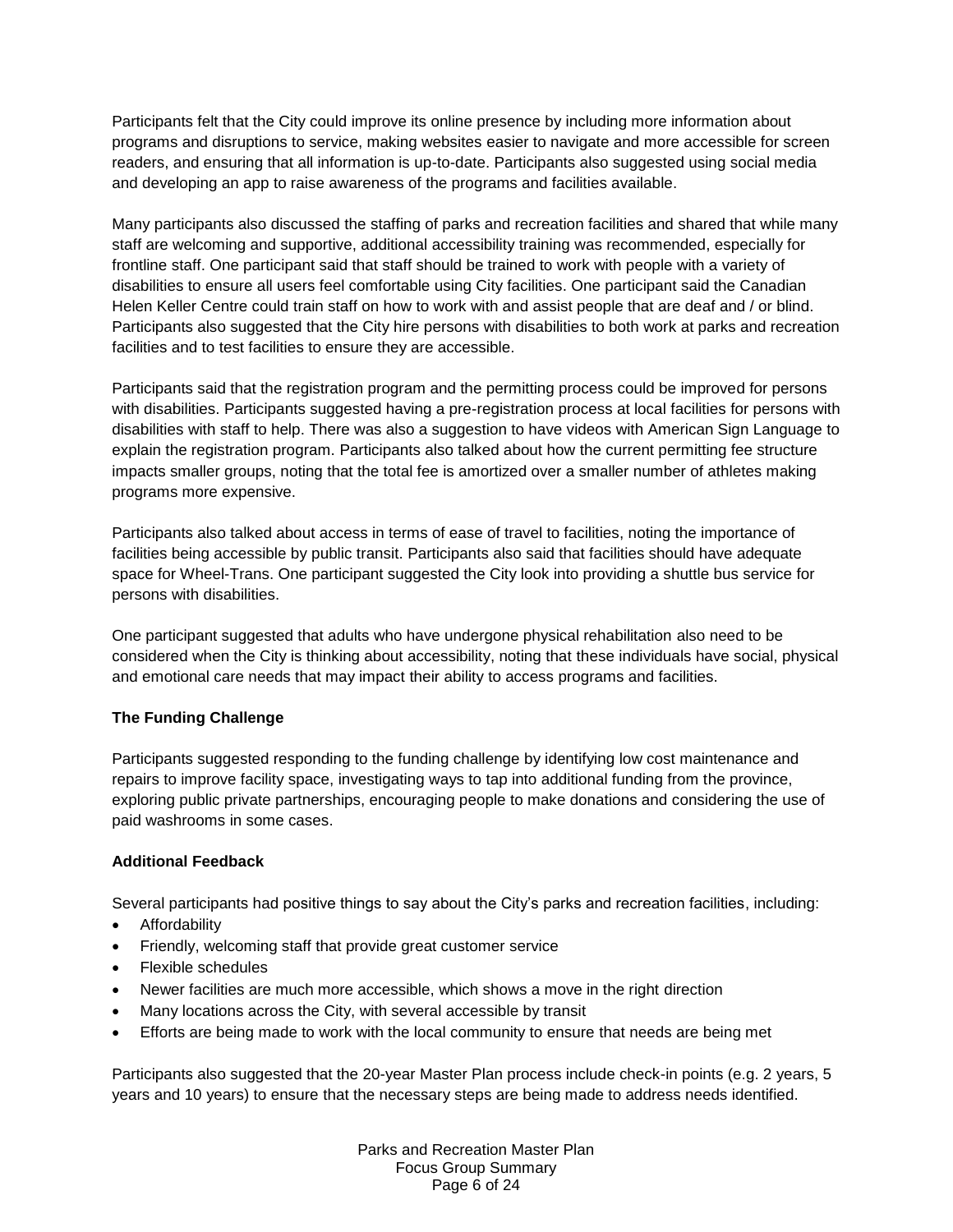Participants felt that the City could improve its online presence by including more information about programs and disruptions to service, making websites easier to navigate and more accessible for screen readers, and ensuring that all information is up-to-date. Participants also suggested using social media and developing an app to raise awareness of the programs and facilities available.

Many participants also discussed the staffing of parks and recreation facilities and shared that while many staff are welcoming and supportive, additional accessibility training was recommended, especially for frontline staff. One participant said that staff should be trained to work with people with a variety of disabilities to ensure all users feel comfortable using City facilities. One participant said the Canadian Helen Keller Centre could train staff on how to work with and assist people that are deaf and / or blind. Participants also suggested that the City hire persons with disabilities to both work at parks and recreation facilities and to test facilities to ensure they are accessible.

Participants said that the registration program and the permitting process could be improved for persons with disabilities. Participants suggested having a pre-registration process at local facilities for persons with disabilities with staff to help. There was also a suggestion to have videos with American Sign Language to explain the registration program. Participants also talked about how the current permitting fee structure impacts smaller groups, noting that the total fee is amortized over a smaller number of athletes making programs more expensive.

Participants also talked about access in terms of ease of travel to facilities, noting the importance of facilities being accessible by public transit. Participants also said that facilities should have adequate space for Wheel-Trans. One participant suggested the City look into providing a shuttle bus service for persons with disabilities.

One participant suggested that adults who have undergone physical rehabilitation also need to be considered when the City is thinking about accessibility, noting that these individuals have social, physical and emotional care needs that may impact their ability to access programs and facilities.

**The Funding Challenge**

Participants suggested responding to the funding challenge by identifying low cost maintenance and repairs to improve facility space, investigating ways to tap into additional funding from the province, exploring public private partnerships, encouraging people to make donations and considering the use of paid washrooms in some cases.

**Additional Feedback**

Several participants had positive things to say about the City's parks and recreation facilities, including:

- Affordability
- Friendly, welcoming staff that provide great customer service
- Flexible schedules
- Newer facilities are much more accessible, which shows a move in the right direction
- Many locations across the City, with several accessible by transit
- Efforts are being made to work with the local community to ensure that needs are being met

Participants also suggested that the 20-year Master Plan process include check-in points (e.g. 2 years, 5 years and 10 years) to ensure that the necessary steps are being made to address needs identified.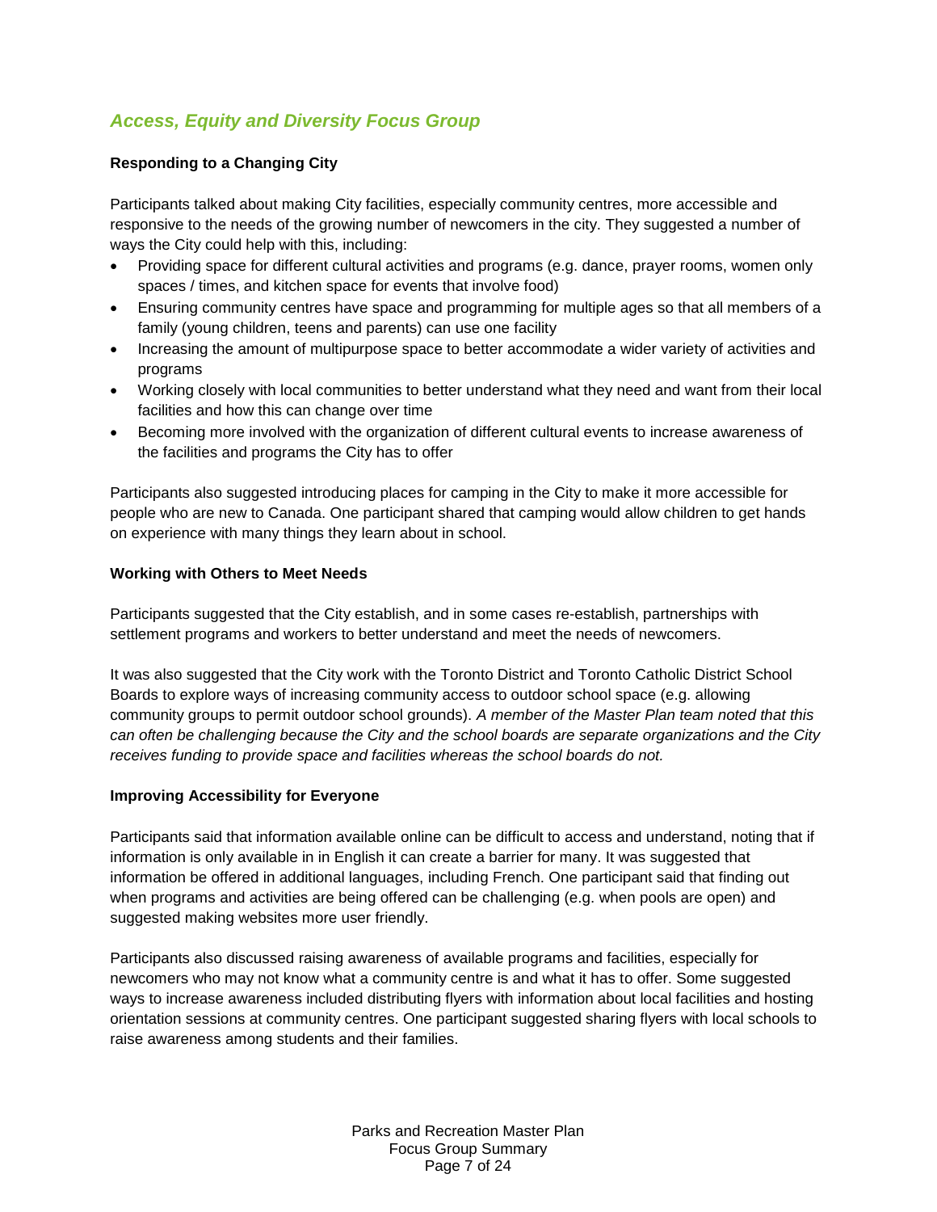## *Access, Equity and Diversity Focus Group*

### Responding to a Changing City

Participants talked about making City facilities, especially community centres, more accessible and responsive to the needs of the growing number of newcomers in the city. They suggested a number of ways the City could help with this, including:

- Providing space for different cultural activities and programs (e.g. dance, prayer rooms, women only spaces / times, and kitchen space for events that involve food)
- Ensuring community centres have space and programming for multiple ages so that all members of a family (young children, teens and parents) can use one facility
- Increasing the amount of multipurpose space to better accommodate a wider variety of activities and programs
- Working closely with local communities to better understand what they need and want from their local facilities and how this can change over time
- Becoming more involved with the organization of different cultural events to increase awareness of the facilities and programs the City has to offer

Participants also suggested introducing places for camping in the City to make it more accessible for people who are new to Canada. One participant shared that camping would allow children to get hands on experience with many things they learn about in school.

### Working with Others to Meet Needs

Participants suggested that the City establish, and in some cases re-establish, partnerships with settlement programs and workers to better understand and meet the needs of newcomers.

It was also suggested that the City work with the Toronto District and Toronto Catholic District School Boards to explore ways of increasing community access to outdoor school space (e.g. allowing community groups to permit outdoor school grounds). *A member of the Master Plan team noted that this can often be challenging because the City and the school boards are separate organizations and the City receives funding to provide space and facilities whereas the school boards do not.*

### Improving Accessibility for Everyone

Participants said that information available online can be difficult to access and understand, noting that if information is only available in in English it can create a barrier for many. It was suggested that information be offered in additional languages, including French. One participant said that finding out when programs and activities are being offered can be challenging (e.g. when pools are open) and suggested making websites more user friendly.

Participants also discussed raising awareness of available programs and facilities, especially for newcomers who may not know what a community centre is and what it has to offer. Some suggested ways to increase awareness included distributing flyers with information about local facilities and hosting orientation sessions at community centres. One participant suggested sharing flyers with local schools to raise awareness among students and their families.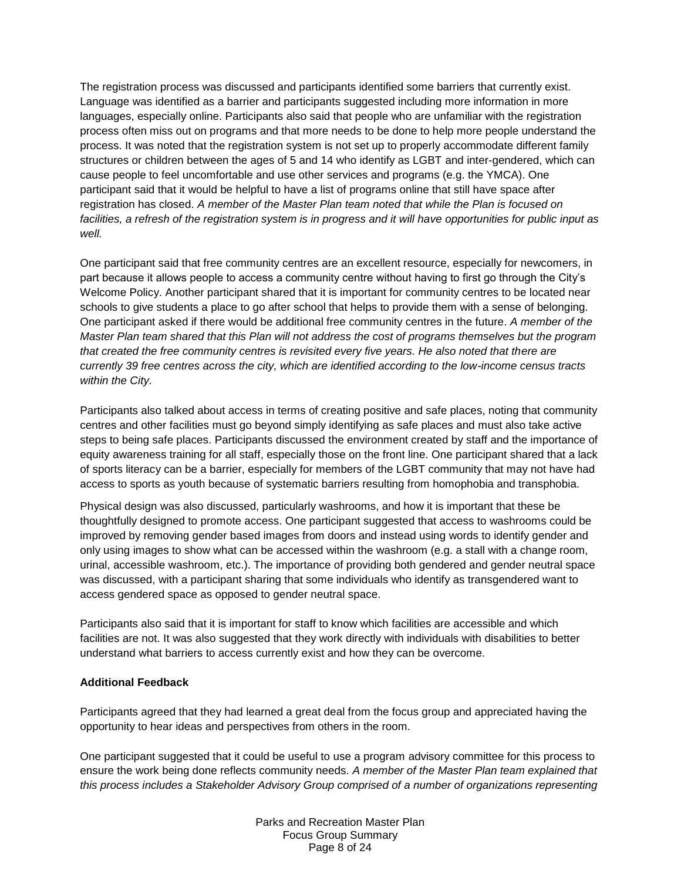The registration process was discussed and participants identified some barriers that currently exist. Language was identified as a barrier and participants suggested including more information in more languages, especially online. Participants also said that people who are unfamiliar with the registration process often miss out on programs and that more needs to be done to help more people understand the process. It was noted that the registration system is not set up to properly accommodate different family structures or children between the ages of 5 and 14 who identify as LGBT and inter-gendered, which can cause people to feel uncomfortable and use other services and programs (e.g. the YMCA). One participant said that it would be helpful to have a list of programs online that still have space after registration has closed. *A member of the Master Plan team noted that while the Plan is focused on facilities, a refresh of the registration system is in progress and it will have opportunities for public input as well.*

One participant said that free community centres are an excellent resource, especially for newcomers, in part because it allows people to access a community centre without having to first go through the City's Welcome Policy. Another participant shared that it is important for community centres to be located near schools to give students a place to go after school that helps to provide them with a sense of belonging. One participant asked if there would be additional free community centres in the future. *A member of the Master Plan team shared that this Plan will not address the cost of programs themselves but the program that created the free community centres is revisited every five years. He also noted that there are currently 39 free centres across the city, which are identified according to the low-income census tracts within the City.*

Participants also talked about access in terms of creating positive and safe places, noting that community centres and other facilities must go beyond simply identifying as safe places and must also take active steps to being safe places. Participants discussed the environment created by staff and the importance of equity awareness training for all staff, especially those on the front line. One participant shared that a lack of sports literacy can be a barrier, especially for members of the LGBT community that may not have had access to sports as youth because of systematic barriers resulting from homophobia and transphobia.

Physical design was also discussed, particularly washrooms, and how it is important that these be thoughtfully designed to promote access. One participant suggested that access to washrooms could be improved by removing gender based images from doors and instead using words to identify gender and only using images to show what can be accessed within the washroom (e.g. a stall with a change room, urinal, accessible washroom, etc.). The importance of providing both gendered and gender neutral space was discussed, with a participant sharing that some individuals who identify as transgendered want to access gendered space as opposed to gender neutral space.

Participants also said that it is important for staff to know which facilities are accessible and which facilities are not. It was also suggested that they work directly with individuals with disabilities to better understand what barriers to access currently exist and how they can be overcome.

**Additional Feedback**

Participants agreed that they had learned a great deal from the focus group and appreciated having the opportunity to hear ideas and perspectives from others in the room.

One participant suggested that it could be useful to use a program advisory committee for this process to ensure the work being done reflects community needs. *A member of the Master Plan team explained that this process includes a Stakeholder Advisory Group comprised of a number of organizations representing*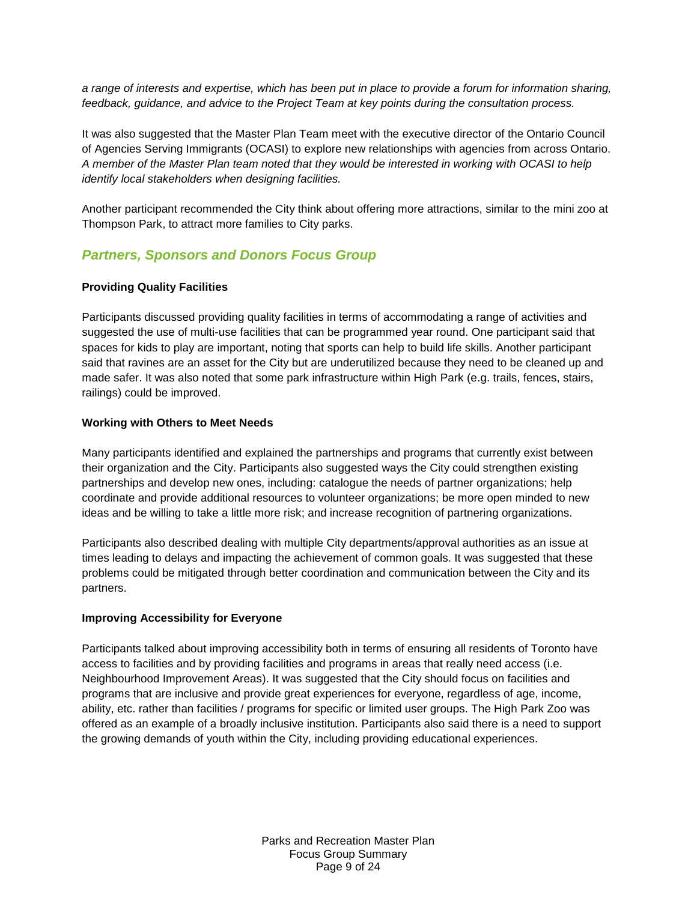*a range of interests and expertise, which has been put in place to provide a forum for information sharing, feedback, guidance, and advice to the Project Team at key points during the consultation process.*

It was also suggested that the Master Plan Team meet with the executive director of the Ontario Council of Agencies Serving Immigrants (OCASI) to explore new relationships with agencies from across Ontario. *A member of the Master Plan team noted that they would be interested in working with OCASI to help identify local stakeholders when designing facilities.*

Another participant recommended the City think about offering more attractions, similar to the mini zoo at Thompson Park, to attract more families to City parks.

## *Partners, Sponsors and Donors Focus Group*

**Providing Quality Facilities**

Participants discussed providing quality facilities in terms of accommodating a range of activities and suggested the use of multi-use facilities that can be programmed year round. One participant said that spaces for kids to play are important, noting that sports can help to build life skills. Another participant said that ravines are an asset for the City but are underutilized because they need to be cleaned up and made safer. It was also noted that some park infrastructure within High Park (e.g. trails, fences, stairs, railings) could be improved.

**Working with Others to Meet Needs**

Many participants identified and explained the partnerships and programs that currently exist between their organization and the City. Participants also suggested ways the City could strengthen existing partnerships and develop new ones, including: catalogue the needs of partner organizations; help coordinate and provide additional resources to volunteer organizations; be more open minded to new ideas and be willing to take a little more risk; and increase recognition of partnering organizations.

Participants also described dealing with multiple City departments/approval authorities as an issue at times leading to delays and impacting the achievement of common goals. It was suggested that these problems could be mitigated through better coordination and communication between the City and its partners.

**Improving Accessibility for Everyone**

Participants talked about improving accessibility both in terms of ensuring all residents of Toronto have access to facilities and by providing facilities and programs in areas that really need access (i.e. Neighbourhood Improvement Areas). It was suggested that the City should focus on facilities and programs that are inclusive and provide great experiences for everyone, regardless of age, income, ability, etc. rather than facilities / programs for specific or limited user groups. The High Park Zoo was offered as an example of a broadly inclusive institution. Participants also said there is a need to support the growing demands of youth within the City, including providing educational experiences.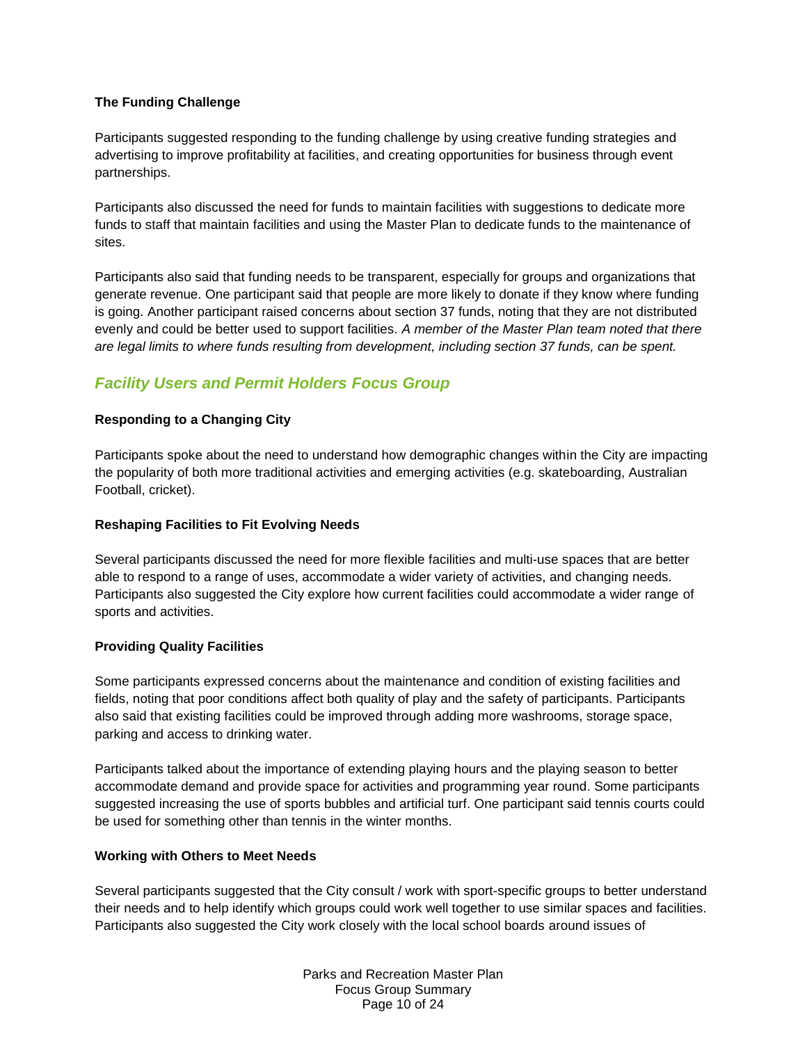#### The Funding Challenge

Participants suggested responding to the funding challenge by using creative funding strategies and advertising to improve profitability at facilities, and creating opportunities for business through event partnerships.

Participants also discussed the need for funds to maintain facilities with suggestions to dedicate more funds to staff that maintain facilities and using the Master Plan to dedicate funds to the maintenance of sites.

Participants also said that funding needs to be transparent, especially for groups and organizations that generate revenue. One participant said that people are more likely to donate if they know where funding is going. Another participant raised concerns about section 37 funds, noting that they are not distributed evenly and could be better used to support facilities. *A member of the Master Plan team noted that there are legal limits to where funds resulting from development, including section 37 funds, can be spent.*

### *Facility Users and Permit Holders Focus Group*

#### Responding to a Changing City

Participants spoke about the need to understand how demographic changes within the City are impacting the popularity of both more traditional activities and emerging activities (e.g. skateboarding, Australian Football, cricket).

#### Reshaping Facilities to Fit Evolving Needs

Several participants discussed the need for more flexible facilities and multi-use spaces that are better able to respond to a range of uses, accommodate a wider variety of activities, and changing needs. Participants also suggested the City explore how current facilities could accommodate a wider range of sports and activities.

#### Providing Quality Facilities

Some participants expressed concerns about the maintenance and condition of existing facilities and fields, noting that poor conditions affect both quality of play and the safety of participants. Participants also said that existing facilities could be improved through adding more washrooms, storage space, parking and access to drinking water.

Participants talked about the importance of extending playing hours and the playing season to better accommodate demand and provide space for activities and programming year round. Some participants suggested increasing the use of sports bubbles and artificial turf. One participant said tennis courts could be used for something other than tennis in the winter months.

#### Working with Others to Meet Needs

Several participants suggested that the City consult / work with sport-specific groups to better understand their needs and to help identify which groups could work well together to use similar spaces and facilities. Participants also suggested the City work closely with the local school boards around issues of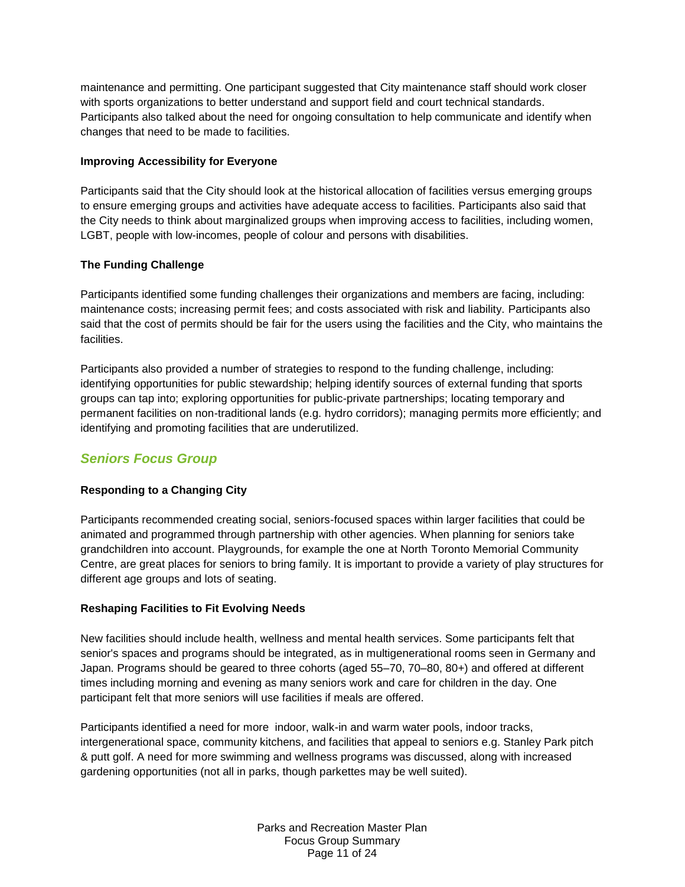maintenance and permitting. One participant suggested that City maintenance staff should work closer with sports organizations to better understand and support field and court technical standards. Participants also talked about the need for ongoing consultation to help communicate and identify when changes that need to be made to facilities.

**Improving Accessibility for Everyone**

Participants said that the City should look at the historical allocation of facilities versus emerging groups to ensure emerging groups and activities have adequate access to facilities. Participants also said that the City needs to think about marginalized groups when improving access to facilities, including women, LGBT, people with low-incomes, people of colour and persons with disabilities.

**The Funding Challenge**

Participants identified some funding challenges their organizations and members are facing, including: maintenance costs; increasing permit fees; and costs associated with risk and liability. Participants also said that the cost of permits should be fair for the users using the facilities and the City, who maintains the facilities.

Participants also provided a number of strategies to respond to the funding challenge, including: identifying opportunities for public stewardship; helping identify sources of external funding that sports groups can tap into; exploring opportunities for public-private partnerships; locating temporary and permanent facilities on non-traditional lands (e.g. hydro corridors); managing permits more efficiently; and identifying and promoting facilities that are underutilized.

## *Seniors Focus Group*

**Responding to a Changing City**

Participants recommended creating social, seniors-focused spaces within larger facilities that could be animated and programmed through partnership with other agencies. When planning for seniors take grandchildren into account. Playgrounds, for example the one at North Toronto Memorial Community Centre, are great places for seniors to bring family. It is important to provide a variety of play structures for different age groups and lots of seating.

**Reshaping Facilities to Fit Evolving Needs**

New facilities should include health, wellness and mental health services. Some participants felt that senior's spaces and programs should be integrated, as in multigenerational rooms seen in Germany and Japan. Programs should be geared to three cohorts (aged 55–70, 70–80, 80+) and offered at different times including morning and evening as many seniors work and care for children in the day. One participant felt that more seniors will use facilities if meals are offered.

Participants identified a need for more indoor, walk-in and warm water pools, indoor tracks, intergenerational space, community kitchens, and facilities that appeal to seniors e.g. Stanley Park pitch & putt golf. A need for more swimming and wellness programs was discussed, along with increased gardening opportunities (not all in parks, though parkettes may be well suited).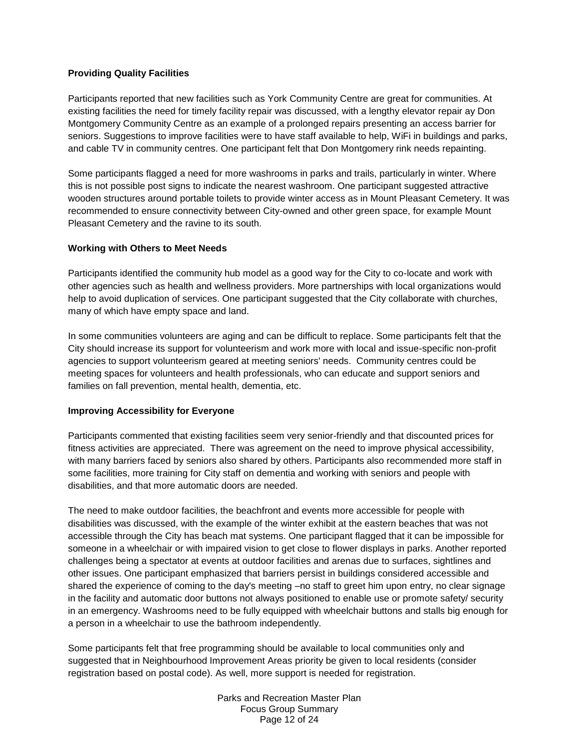**Providing Quality Facilities**

Participants reported that new facilities such as York Community Centre are great for communities. At existing facilities the need for timely facility repair was discussed, with a lengthy elevator repair ay Don Montgomery Community Centre as an example of a prolonged repairs presenting an access barrier for seniors. Suggestions to improve facilities were to have staff available to help, WiFi in buildings and parks, and cable TV in community centres. One participant felt that Don Montgomery rink needs repainting.

Some participants flagged a need for more washrooms in parks and trails, particularly in winter. Where this is not possible post signs to indicate the nearest washroom. One participant suggested attractive wooden structures around portable toilets to provide winter access as in Mount Pleasant Cemetery. It was recommended to ensure connectivity between City-owned and other green space, for example Mount Pleasant Cemetery and the ravine to its south.

**Working with Others to Meet Needs**

Participants identified the community hub model as a good way for the City to co-locate and work with other agencies such as health and wellness providers. More partnerships with local organizations would help to avoid duplication of services. One participant suggested that the City collaborate with churches, many of which have empty space and land.

In some communities volunteers are aging and can be difficult to replace. Some participants felt that the City should increase its support for volunteerism and work more with local and issue-specific non-profit agencies to support volunteerism geared at meeting seniors' needs. Community centres could be meeting spaces for volunteers and health professionals, who can educate and support seniors and families on fall prevention, mental health, dementia, etc.

**Improving Accessibility for Everyone**

Participants commented that existing facilities seem very senior-friendly and that discounted prices for fitness activities are appreciated. There was agreement on the need to improve physical accessibility, with many barriers faced by seniors also shared by others. Participants also recommended more staff in some facilities, more training for City staff on dementia and working with seniors and people with disabilities, and that more automatic doors are needed.

The need to make outdoor facilities, the beachfront and events more accessible for people with disabilities was discussed, with the example of the winter exhibit at the eastern beaches that was not accessible through the City has beach mat systems. One participant flagged that it can be impossible for someone in a wheelchair or with impaired vision to get close to flower displays in parks. Another reported challenges being a spectator at events at outdoor facilities and arenas due to surfaces, sightlines and other issues. One participant emphasized that barriers persist in buildings considered accessible and shared the experience of coming to the day's meeting –no staff to greet him upon entry, no clear signage in the facility and automatic door buttons not always positioned to enable use or promote safety/ security in an emergency. Washrooms need to be fully equipped with wheelchair buttons and stalls big enough for a person in a wheelchair to use the bathroom independently.

Some participants felt that free programming should be available to local communities only and suggested that in Neighbourhood Improvement Areas priority be given to local residents (consider registration based on postal code). As well, more support is needed for registration.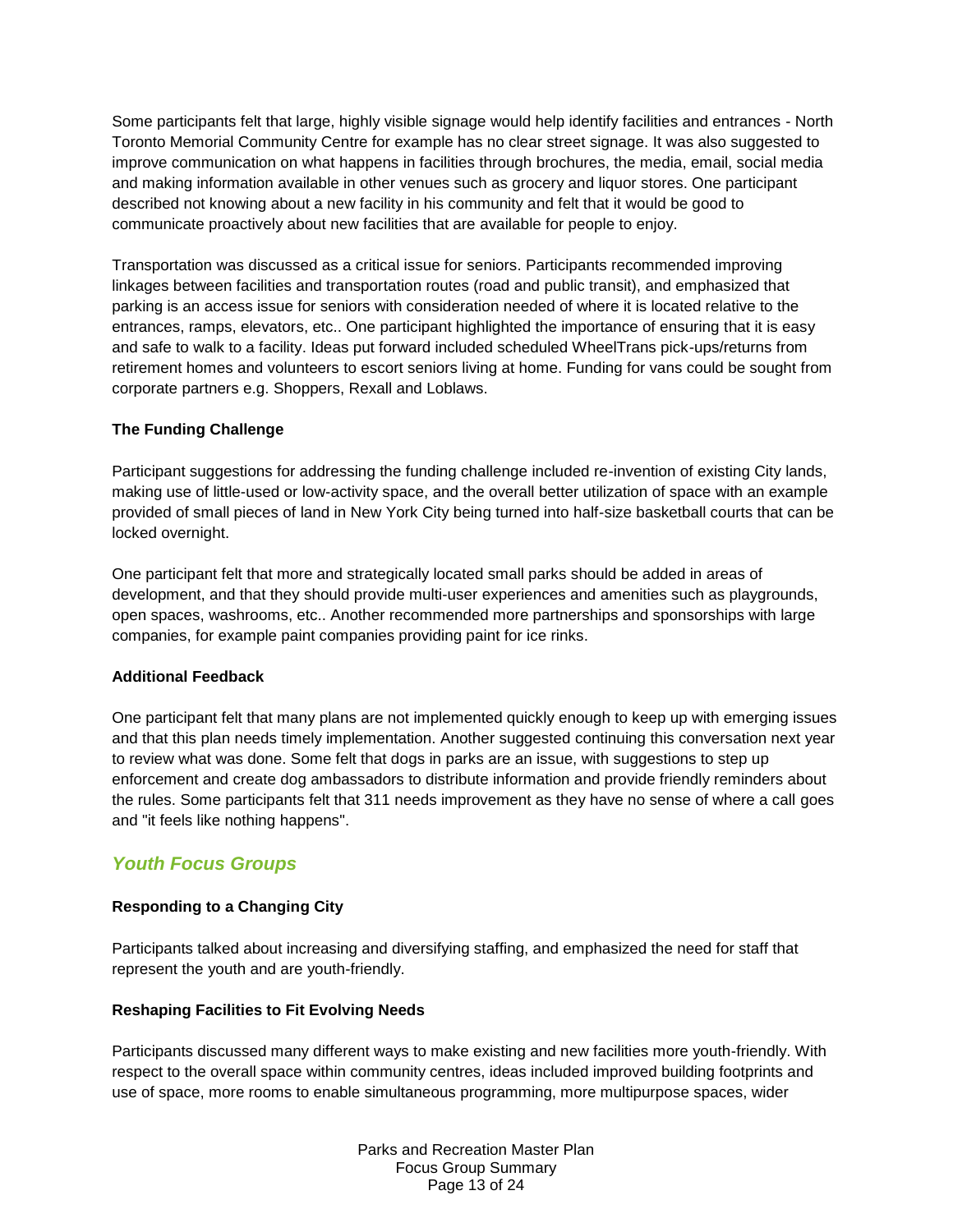Some participants felt that large, highly visible signage would help identify facilities and entrances - North Toronto Memorial Community Centre for example has no clear street signage. It was also suggested to improve communication on what happens in facilities through brochures, the media, email, social media and making information available in other venues such as grocery and liquor stores. One participant described not knowing about a new facility in his community and felt that it would be good to communicate proactively about new facilities that are available for people to enjoy.

Transportation was discussed as a critical issue for seniors. Participants recommended improving linkages between facilities and transportation routes (road and public transit), and emphasized that parking is an access issue for seniors with consideration needed of where it is located relative to the entrances, ramps, elevators, etc.. One participant highlighted the importance of ensuring that it is easy and safe to walk to a facility. Ideas put forward included scheduled WheelTrans pick-ups/returns from retirement homes and volunteers to escort seniors living at home. Funding for vans could be sought from corporate partners e.g. Shoppers, Rexall and Loblaws.

**The Funding Challenge**

Participant suggestions for addressing the funding challenge included re-invention of existing City lands, making use of little-used or low-activity space, and the overall better utilization of space with an example provided of small pieces of land in New York City being turned into half-size basketball courts that can be locked overnight.

One participant felt that more and strategically located small parks should be added in areas of development, and that they should provide multi-user experiences and amenities such as playgrounds, open spaces, washrooms, etc.. Another recommended more partnerships and sponsorships with large companies, for example paint companies providing paint for ice rinks.

**Additional Feedback**

One participant felt that many plans are not implemented quickly enough to keep up with emerging issues and that this plan needs timely implementation. Another suggested continuing this conversation next year to review what was done. Some felt that dogs in parks are an issue, with suggestions to step up enforcement and create dog ambassadors to distribute information and provide friendly reminders about the rules. Some participants felt that 311 needs improvement as they have no sense of where a call goes and "it feels like nothing happens".

## *Youth Focus Groups*

**Responding to a Changing City**

Participants talked about increasing and diversifying staffing, and emphasized the need for staff that represent the youth and are youth-friendly.

**Reshaping Facilities to Fit Evolving Needs**

Participants discussed many different ways to make existing and new facilities more youth-friendly. With respect to the overall space within community centres, ideas included improved building footprints and use of space, more rooms to enable simultaneous programming, more multipurpose spaces, wider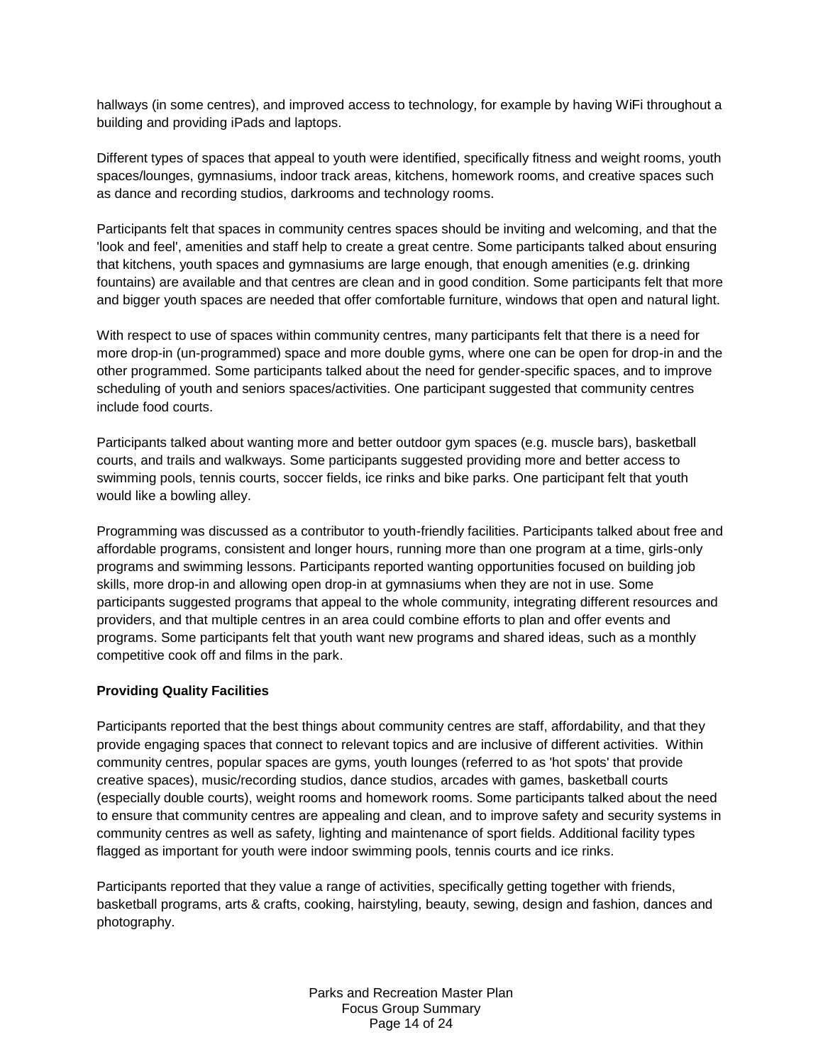hallways (in some centres), and improved access to technology, for example by having WiFi throughout a building and providing iPads and laptops.

Different types of spaces that appeal to youth were identified, specifically fitness and weight rooms, youth spaces/lounges, gymnasiums, indoor track areas, kitchens, homework rooms, and creative spaces such as dance and recording studios, darkrooms and technology rooms.

Participants felt that spaces in community centres spaces should be inviting and welcoming, and that the 'look and feel', amenities and staff help to create a great centre. Some participants talked about ensuring that kitchens, youth spaces and gymnasiums are large enough, that enough amenities (e.g. drinking fountains) are available and that centres are clean and in good condition. Some participants felt that more and bigger youth spaces are needed that offer comfortable furniture, windows that open and natural light.

With respect to use of spaces within community centres, many participants felt that there is a need for more drop-in (un-programmed) space and more double gyms, where one can be open for drop-in and the other programmed. Some participants talked about the need for gender-specific spaces, and to improve scheduling of youth and seniors spaces/activities. One participant suggested that community centres include food courts.

Participants talked about wanting more and better outdoor gym spaces (e.g. muscle bars), basketball courts, and trails and walkways. Some participants suggested providing more and better access to swimming pools, tennis courts, soccer fields, ice rinks and bike parks. One participant felt that youth would like a bowling alley.

Programming was discussed as a contributor to youth-friendly facilities. Participants talked about free and affordable programs, consistent and longer hours, running more than one program at a time, girls-only programs and swimming lessons. Participants reported wanting opportunities focused on building job skills, more drop-in and allowing open drop-in at gymnasiums when they are not in use. Some participants suggested programs that appeal to the whole community, integrating different resources and providers, and that multiple centres in an area could combine efforts to plan and offer events and programs. Some participants felt that youth want new programs and shared ideas, such as a monthly competitive cook off and films in the park.

**Providing Quality Facilities**

Participants reported that the best things about community centres are staff, affordability, and that they provide engaging spaces that connect to relevant topics and are inclusive of different activities. Within community centres, popular spaces are gyms, youth lounges (referred to as 'hot spots' that provide creative spaces), music/recording studios, dance studios, arcades with games, basketball courts (especially double courts), weight rooms and homework rooms. Some participants talked about the need to ensure that community centres are appealing and clean, and to improve safety and security systems in community centres as well as safety, lighting and maintenance of sport fields. Additional facility types flagged as important for youth were indoor swimming pools, tennis courts and ice rinks.

Participants reported that they value a range of activities, specifically getting together with friends, basketball programs, arts & crafts, cooking, hairstyling, beauty, sewing, design and fashion, dances and photography.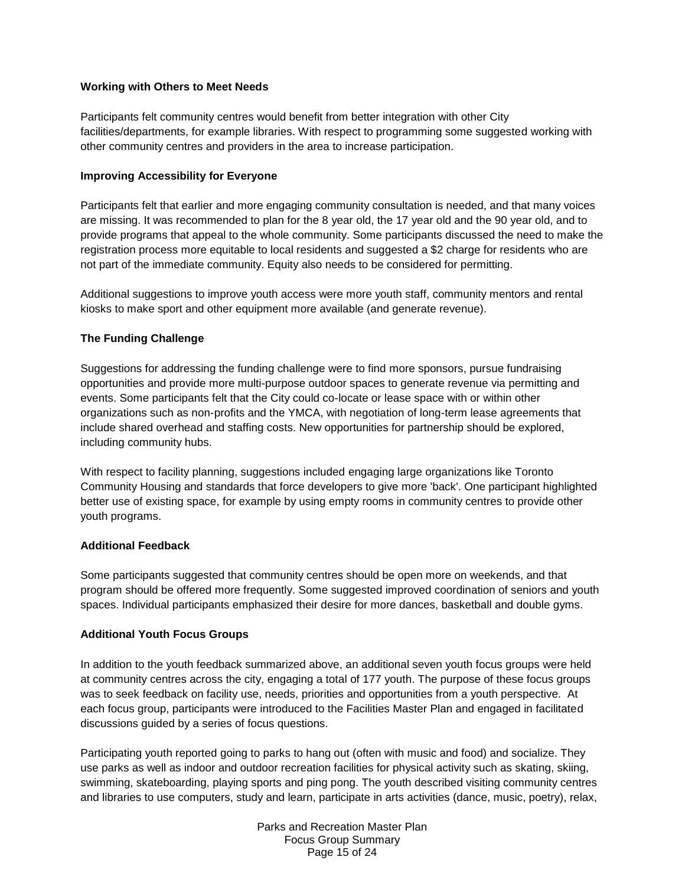**Working with Others to Meet Needs**

Participants felt community centres would benefit from better integration with other City facilities/departments, for example libraries. With respect to programming some suggested working with other community centres and providers in the area to increase participation.

**Improving Accessibility for Everyone**

Participants felt that earlier and more engaging community consultation is needed, and that many voices are missing. It was recommended to plan for the 8 year old, the 17 year old and the 90 year old, and to provide programs that appeal to the whole community. Some participants discussed the need to make the registration process more equitable to local residents and suggested a $2 charge for residents who are not part of the immediate community. Equity also needs to be considered for permitting.

Additional suggestions to improve youth access were more youth staff, community mentors and rental kiosks to make sport and other equipment more available (and generate revenue).

**The Funding Challenge**

Suggestions for addressing the funding challenge were to find more sponsors, pursue fundraising opportunities and provide more multi-purpose outdoor spaces to generate revenue via permitting and events. Some participants felt that the City could co-locate or lease space with or within other organizations such as non-profits and the YMCA, with negotiation of long-term lease agreements that include shared overhead and staffing costs. New opportunities for partnership should be explored, including community hubs.

With respect to facility planning, suggestions included engaging large organizations like Toronto Community Housing and standards that force developers to give more 'back'. One participant highlighted better use of existing space, for example by using empty rooms in community centres to provide other youth programs.

**Additional Feedback**

Some participants suggested that community centres should be open more on weekends, and that program should be offered more frequently. Some suggested improved coordination of seniors and youth spaces. Individual participants emphasized their desire for more dances, basketball and double gyms.

**Additional Youth Focus Groups**

In addition to the youth feedback summarized above, an additional seven youth focus groups were held at community centres across the city, engaging a total of 177 youth. The purpose of these focus groups was to seek feedback on facility use, needs, priorities and opportunities from a youth perspective. At each focus group, participants were introduced to the Facilities Master Plan and engaged in facilitated discussions guided by a series of focus questions.

Participating youth reported going to parks to hang out (often with music and food) and socialize. They use parks as well as indoor and outdoor recreation facilities for physical activity such as skating, skiing, swimming, skateboarding, playing sports and ping pong. The youth described visiting community centres and libraries to use computers, study and learn, participate in arts activities (dance, music, poetry), relax,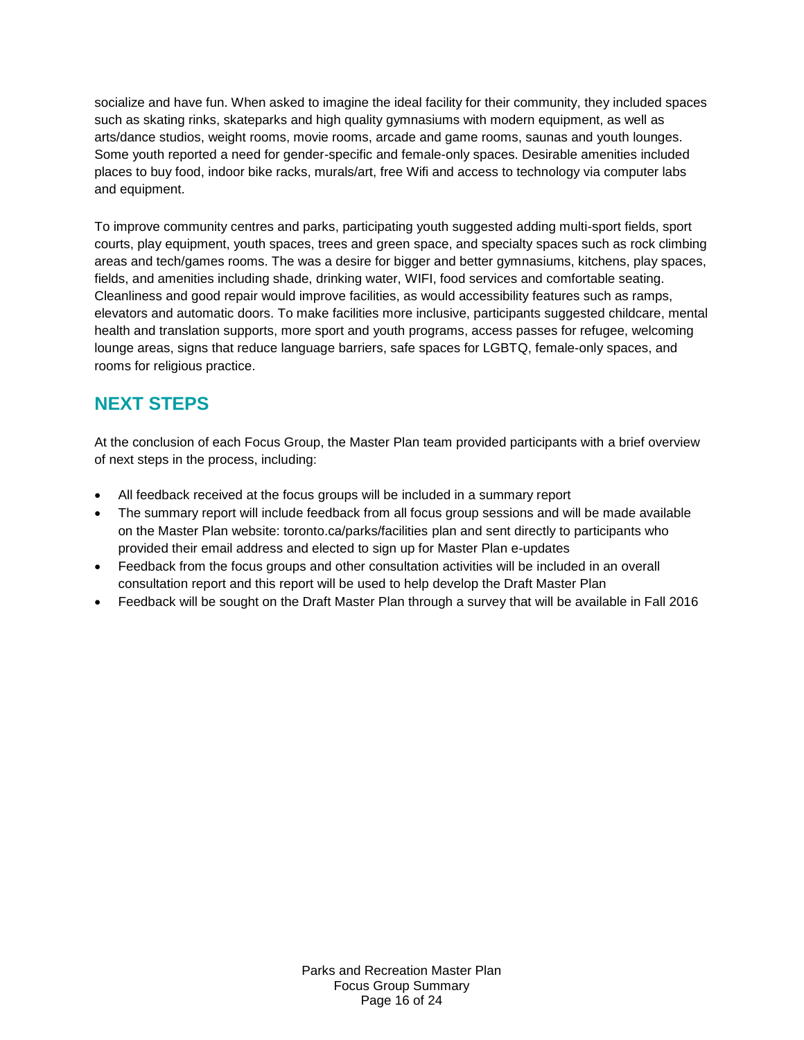socialize and have fun. When asked to imagine the ideal facility for their community, they included spaces such as skating rinks, skateparks and high quality gymnasiums with modern equipment, as well as arts/dance studios, weight rooms, movie rooms, arcade and game rooms, saunas and youth lounges. Some youth reported a need for gender-specific and female-only spaces. Desirable amenities included places to buy food, indoor bike racks, murals/art, free Wifi and access to technology via computer labs and equipment.

To improve community centres and parks, participating youth suggested adding multi-sport fields, sport courts, play equipment, youth spaces, trees and green space, and specialty spaces such as rock climbing areas and tech/games rooms. The was a desire for bigger and better gymnasiums, kitchens, play spaces, fields, and amenities including shade, drinking water, WIFI, food services and comfortable seating. Cleanliness and good repair would improve facilities, as would accessibility features such as ramps, elevators and automatic doors. To make facilities more inclusive, participants suggested childcare, mental health and translation supports, more sport and youth programs, access passes for refugee, welcoming lounge areas, signs that reduce language barriers, safe spaces for LGBTQ, female-only spaces, and rooms for religious practice.

## NEXT STEPS

At the conclusion of each Focus Group, the Master Plan team provided participants with a brief overview of next steps in the process, including:

- All feedback received at the focus groups will be included in a summary report
- The summary report will include feedback from all focus group sessions and will be made available on the Master Plan website: toronto.ca/parks/facilities plan and sent directly to participants who provided their email address and elected to sign up for Master Plan e-updates
- Feedback from the focus groups and other consultation activities will be included in an overall consultation report and this report will be used to help develop the Draft Master Plan
- Feedback will be sought on the Draft Master Plan through a survey that will be available in Fall 2016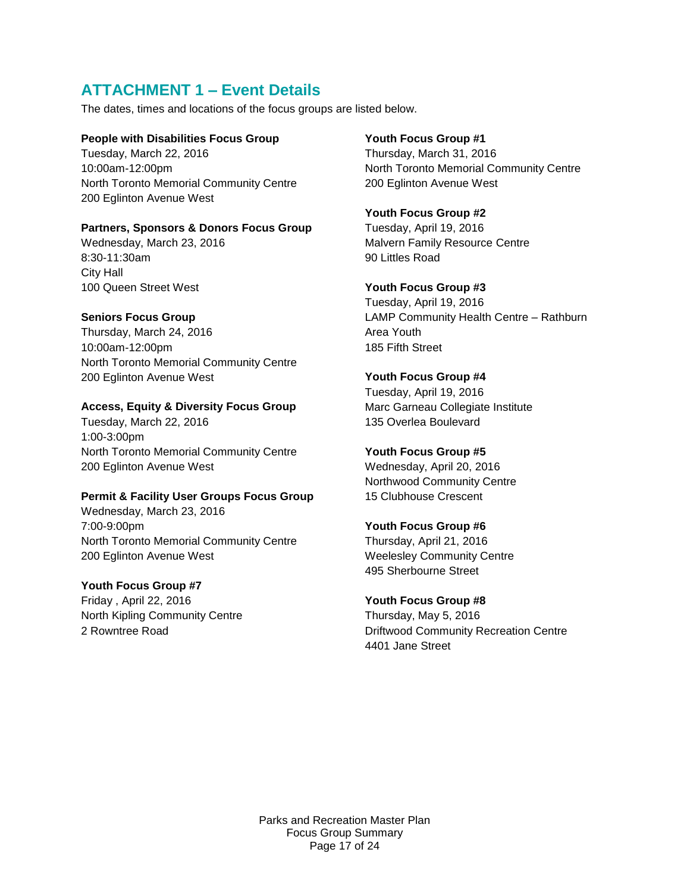## ATTACHMENT 1 – Event Details

The dates, times and locations of the focus groups are listed below.

**People with Disabilities Focus Group**
Tuesday, March 22, 2016
10:00am-12:00pm
North Toronto Memorial Community Centre
200 Eglinton Avenue West

**Partners, Sponsors & Donors Focus Group**
Wednesday, March 23, 2016
8:30-11:30am
City Hall
100 Queen Street West

**Seniors Focus Group**
Thursday, March 24, 2016
10:00am-12:00pm
North Toronto Memorial Community Centre
200 Eglinton Avenue West

**Access, Equity & Diversity Focus Group**
Tuesday, March 22, 2016
1:00-3:00pm
North Toronto Memorial Community Centre
200 Eglinton Avenue West

**Permit & Facility User Groups Focus Group**
Wednesday, March 23, 2016
7:00-9:00pm
North Toronto Memorial Community Centre
200 Eglinton Avenue West

**Youth Focus Group #7**
Friday , April 22, 2016
North Kipling Community Centre
2 Rowntree Road

**Youth Focus Group #1**
Thursday, March 31, 2016
North Toronto Memorial Community Centre
200 Eglinton Avenue West

**Youth Focus Group #2**
Tuesday, April 19, 2016
Malvern Family Resource Centre
90 Littles Road

**Youth Focus Group #3**
Tuesday, April 19, 2016
LAMP Community Health Centre – Rathburn Area Youth
185 Fifth Street

**Youth Focus Group #4**
Tuesday, April 19, 2016
Marc Garneau Collegiate Institute
135 Overlea Boulevard

**Youth Focus Group #5**
Wednesday, April 20, 2016
Northwood Community Centre
15 Clubhouse Crescent

**Youth Focus Group #6**
Thursday, April 21, 2016
Weelesley Community Centre
495 Sherbourne Street

**Youth Focus Group #8**
Thursday, May 5, 2016
Driftwood Community Recreation Centre
4401 Jane Street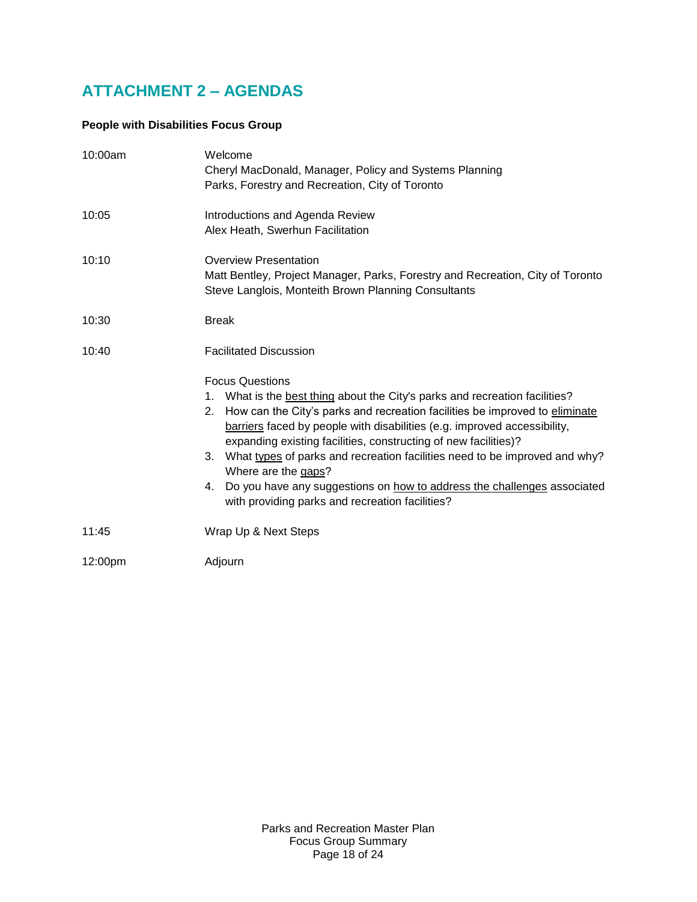## ATTACHMENT 2 – AGENDAS

**People with Disabilities Focus Group**

| | |
|---|---|
| 10:00am | Welcome<br>Cheryl MacDonald, Manager, Policy and Systems Planning<br>Parks, Forestry and Recreation, City of Toronto |
| 10:05 | Introductions and Agenda Review<br>Alex Heath, Swerhun Facilitation |
| 10:10 | Overview Presentation<br>Matt Bentley, Project Manager, Parks, Forestry and Recreation, City of Toronto<br>Steve Langlois, Monteith Brown Planning Consultants |
| 10:30 | Break |
| 10:40 | Facilitated Discussion |

Focus Questions

1. What is the best thing about the City's parks and recreation facilities?
2. How can the City's parks and recreation facilities be improved to eliminate barriers faced by people with disabilities (e.g. improved accessibility, expanding existing facilities, constructing of new facilities)?
3. What types of parks and recreation facilities need to be improved and why? Where are the gaps?
4. Do you have any suggestions on how to address the challenges associated with providing parks and recreation facilities?

| | |
|---|---|
| 11:45 | Wrap Up & Next Steps |
| 12:00pm | Adjourn |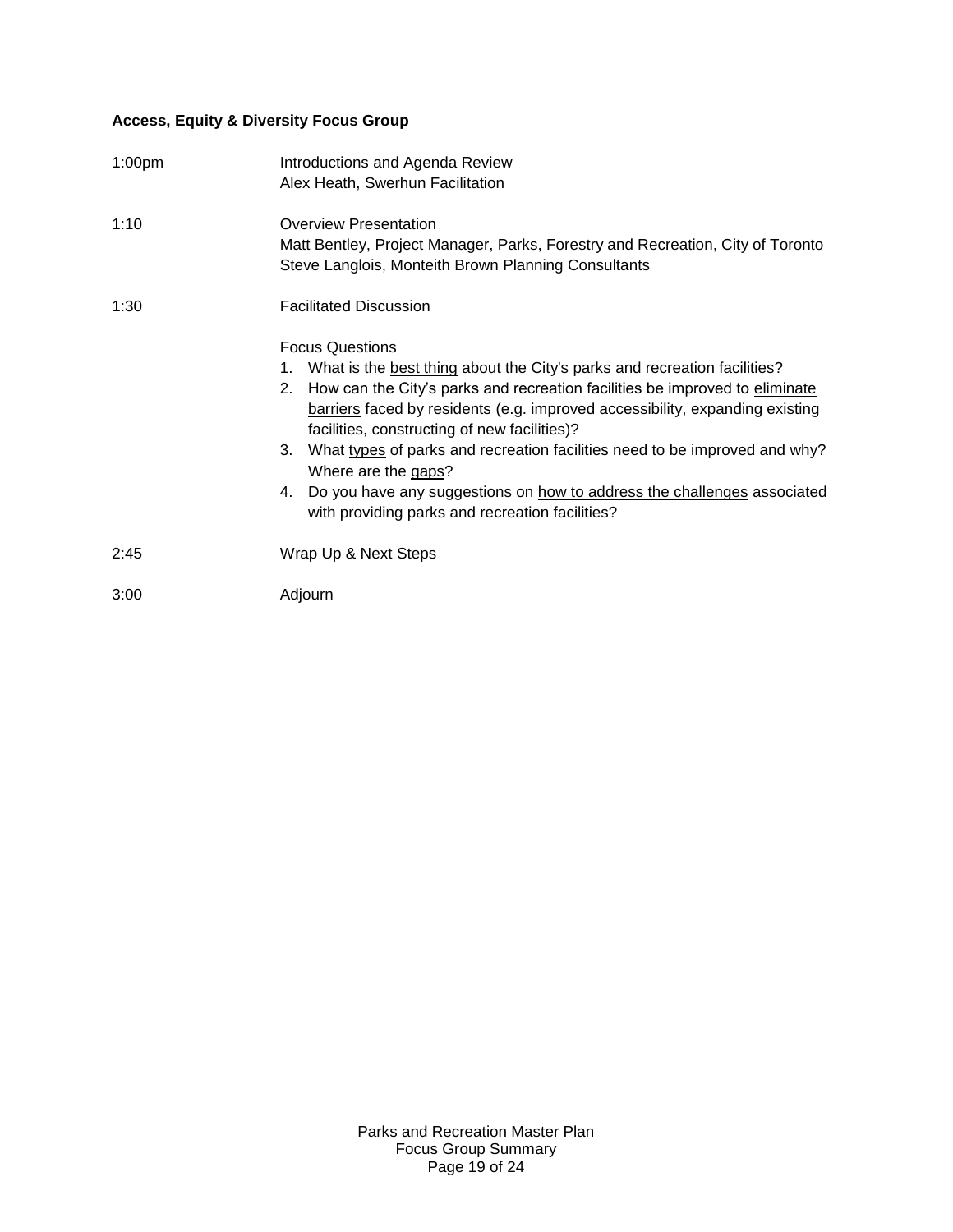**Access, Equity & Diversity Focus Group**

| | |
|---|---|
| 1:00pm | Introductions and Agenda Review<br>Alex Heath, Swerhun Facilitation |
| 1:10 | Overview Presentation<br>Matt Bentley, Project Manager, Parks, Forestry and Recreation, City of Toronto<br>Steve Langlois, Monteith Brown Planning Consultants |
| 1:30 | Facilitated Discussion |

Focus Questions

1. What is the best thing about the City's parks and recreation facilities?
2. How can the City's parks and recreation facilities be improved to eliminate barriers faced by residents (e.g. improved accessibility, expanding existing facilities, constructing of new facilities)?
3. What types of parks and recreation facilities need to be improved and why? Where are the gaps?
4. Do you have any suggestions on how to address the challenges associated with providing parks and recreation facilities?

| | |
|---|---|
| 2:45 | Wrap Up & Next Steps |
| 3:00 | Adjourn |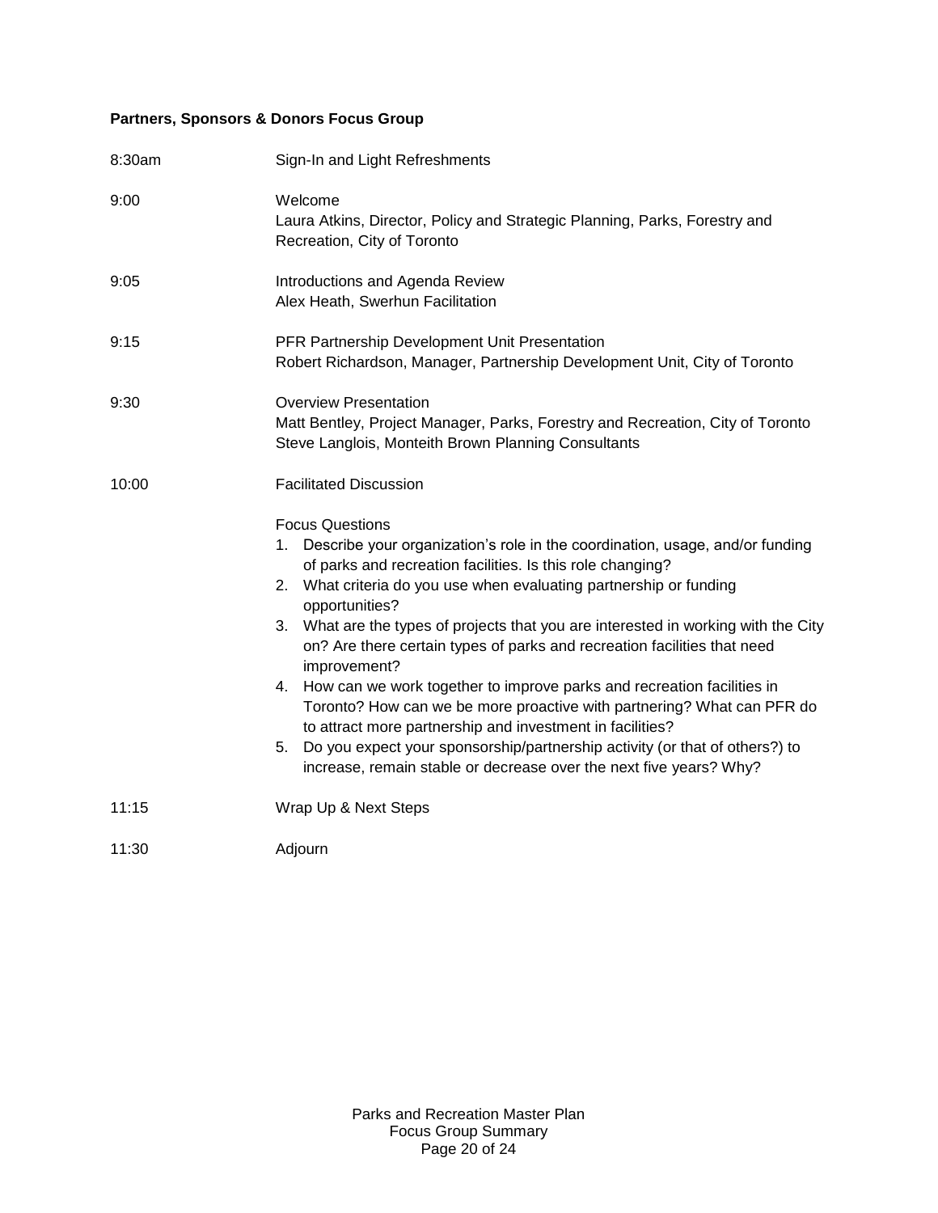**Partners, Sponsors & Donors Focus Group**

| | |
|---|---|
| 8:30am | Sign-In and Light Refreshments |
| 9:00 | Welcome<br>Laura Atkins, Director, Policy and Strategic Planning, Parks, Forestry and Recreation, City of Toronto |
| 9:05 | Introductions and Agenda Review<br>Alex Heath, Swerhun Facilitation |
| 9:15 | PFR Partnership Development Unit Presentation<br>Robert Richardson, Manager, Partnership Development Unit, City of Toronto |
| 9:30 | Overview Presentation<br>Matt Bentley, Project Manager, Parks, Forestry and Recreation, City of Toronto<br>Steve Langlois, Monteith Brown Planning Consultants |
| 10:00 | Facilitated Discussion |

Focus Questions

1. Describe your organization's role in the coordination, usage, and/or funding of parks and recreation facilities. Is this role changing?
2. What criteria do you use when evaluating partnership or funding opportunities?
3. What are the types of projects that you are interested in working with the City on? Are there certain types of parks and recreation facilities that need improvement?
4. How can we work together to improve parks and recreation facilities in Toronto? How can we be more proactive with partnering? What can PFR do to attract more partnership and investment in facilities?
5. Do you expect your sponsorship/partnership activity (or that of others?) to increase, remain stable or decrease over the next five years? Why?

| | |
|---|---|
| 11:15 | Wrap Up & Next Steps |
| 11:30 | Adjourn |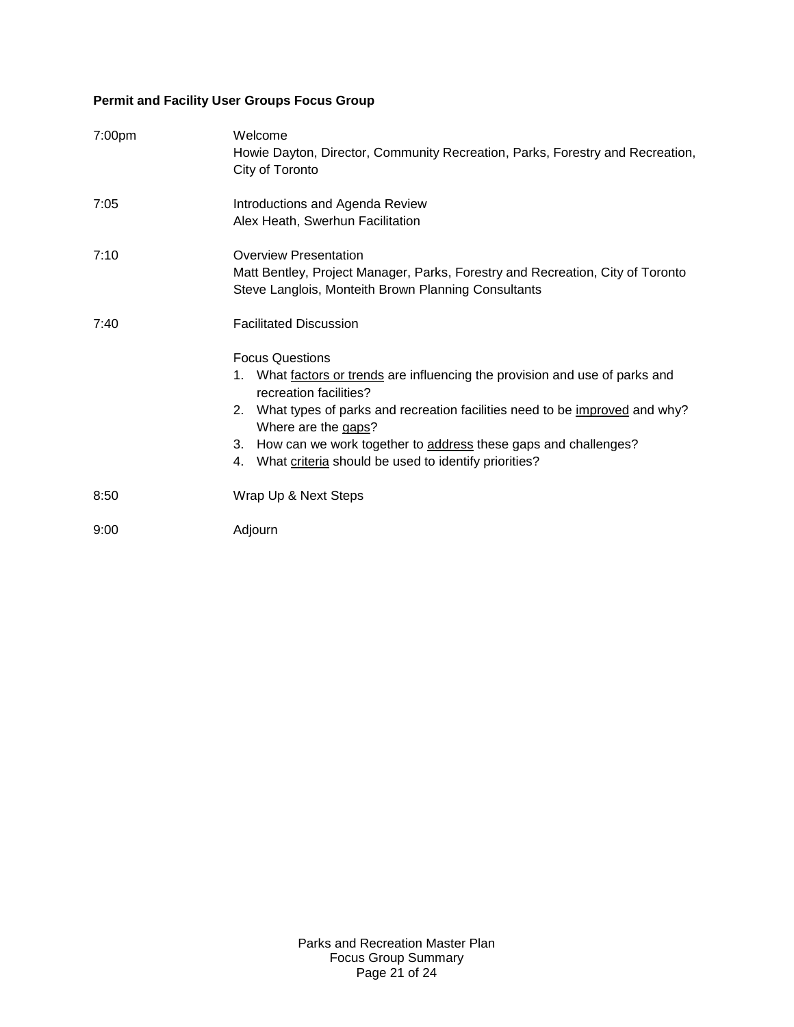**Permit and Facility User Groups Focus Group**

| | |
|---|---|
| 7:00pm | Welcome<br>Howie Dayton, Director, Community Recreation, Parks, Forestry and Recreation, City of Toronto |
| 7:05 | Introductions and Agenda Review<br>Alex Heath, Swerhun Facilitation |
| 7:10 | Overview Presentation<br>Matt Bentley, Project Manager, Parks, Forestry and Recreation, City of Toronto<br>Steve Langlois, Monteith Brown Planning Consultants |
| 7:40 | Facilitated Discussion |
| | Focus Questions<br>1. What <u>factors or trends</u> are influencing the provision and use of parks and recreation facilities?<br>2. What types of parks and recreation facilities need to be <u>improved</u> and why? Where are the <u>gaps</u>?<br>3. How can we work together to <u>address</u> these gaps and challenges?<br>4. What <u>criteria</u> should be used to identify priorities? |
| 8:50 | Wrap Up & Next Steps |
| 9:00 | Adjourn |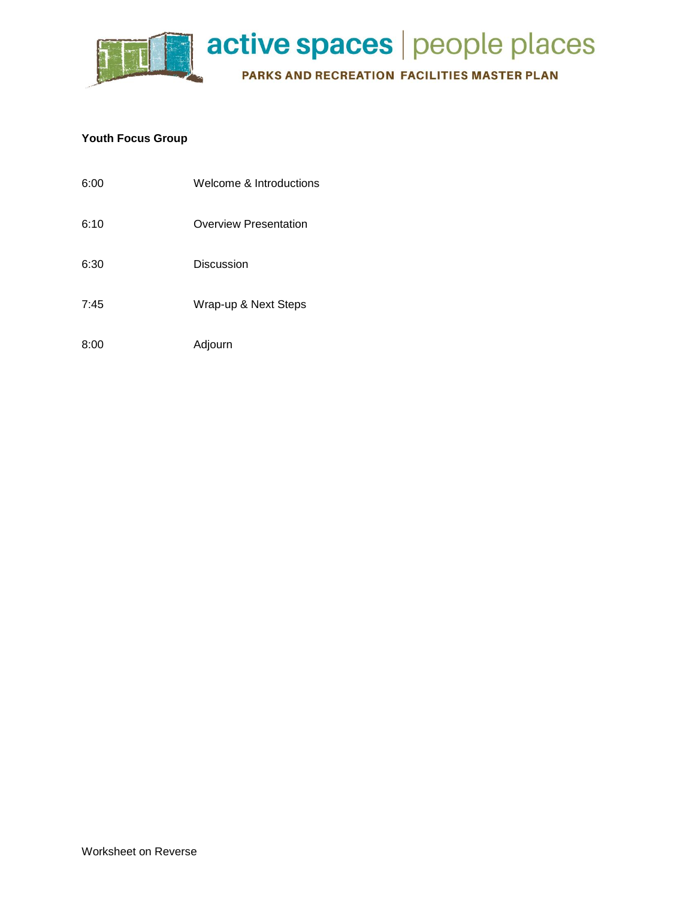active spaces | people places

PARKS AND RECREATION FACILITIES MASTER PLAN

**Youth Focus Group**

| | |
|---|---|
| 6:00 | Welcome & Introductions |
| 6:10 | Overview Presentation |
| 6:30 | Discussion |
| 7:45 | Wrap-up & Next Steps |
| 8:00 | Adjourn |

Worksheet on Reverse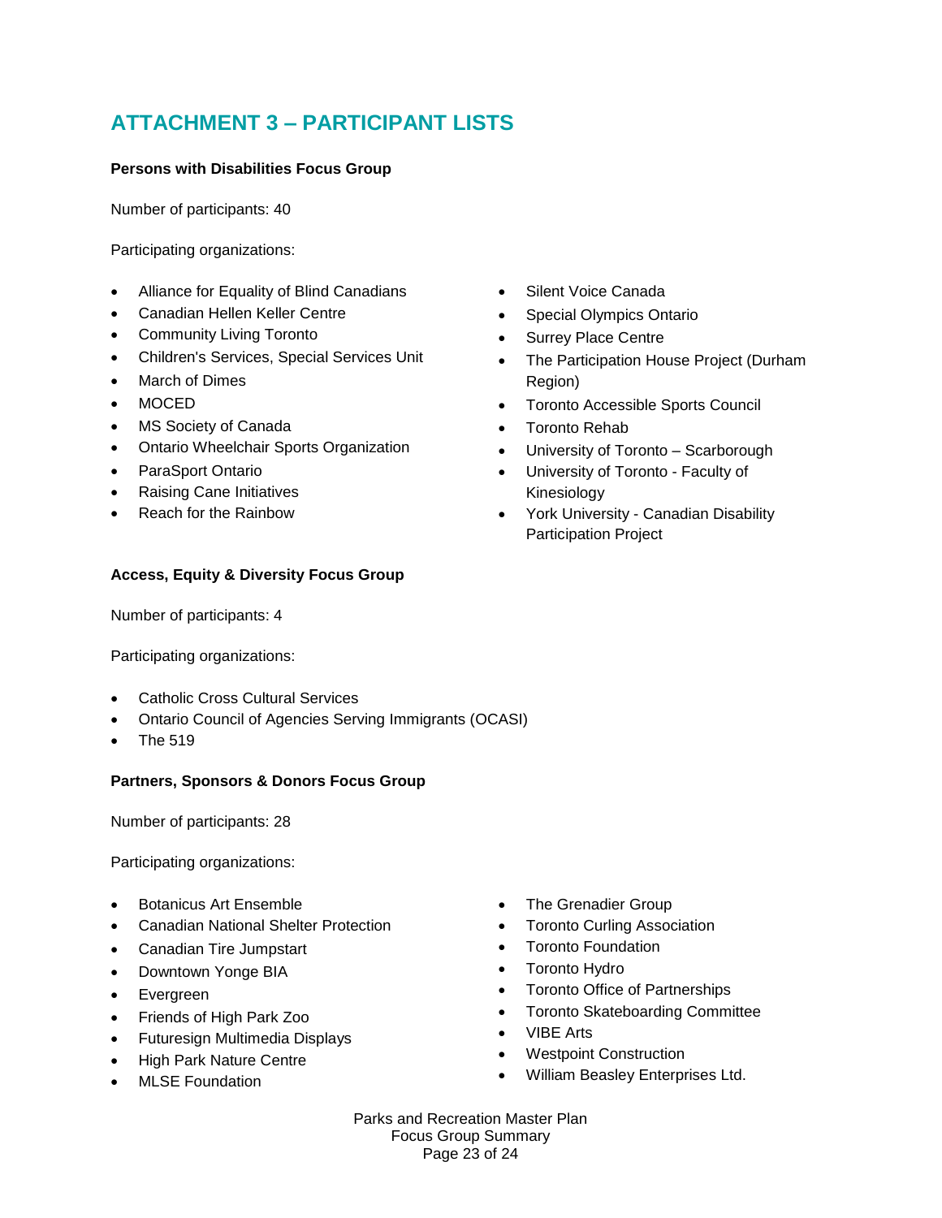# ATTACHMENT 3 – PARTICIPANT LISTS

**Persons with Disabilities Focus Group**

Number of participants: 40

Participating organizations:

- Alliance for Equality of Blind Canadians
- Canadian Hellen Keller Centre
- Community Living Toronto
- Children's Services, Special Services Unit
- March of Dimes
- MOCED
- MS Society of Canada
- Ontario Wheelchair Sports Organization
- ParaSport Ontario
- Raising Cane Initiatives
- Reach for the Rainbow
- Silent Voice Canada
- Special Olympics Ontario
- Surrey Place Centre
- The Participation House Project (Durham Region)
- Toronto Accessible Sports Council
- Toronto Rehab
- University of Toronto – Scarborough
- University of Toronto - Faculty of Kinesiology
- York University - Canadian Disability Participation Project

**Access, Equity & Diversity Focus Group**

Number of participants: 4

Participating organizations:

- Catholic Cross Cultural Services
- Ontario Council of Agencies Serving Immigrants (OCASI)
- The 519

**Partners, Sponsors & Donors Focus Group**

Number of participants: 28

Participating organizations:

- Botanicus Art Ensemble
- Canadian National Shelter Protection
- Canadian Tire Jumpstart
- Downtown Yonge BIA
- Evergreen
- Friends of High Park Zoo
- Futuresign Multimedia Displays
- High Park Nature Centre
- MLSE Foundation
- The Grenadier Group
- Toronto Curling Association
- Toronto Foundation
- Toronto Hydro
- Toronto Office of Partnerships
- Toronto Skateboarding Committee
- VIBE Arts
- Westpoint Construction
- William Beasley Enterprises Ltd.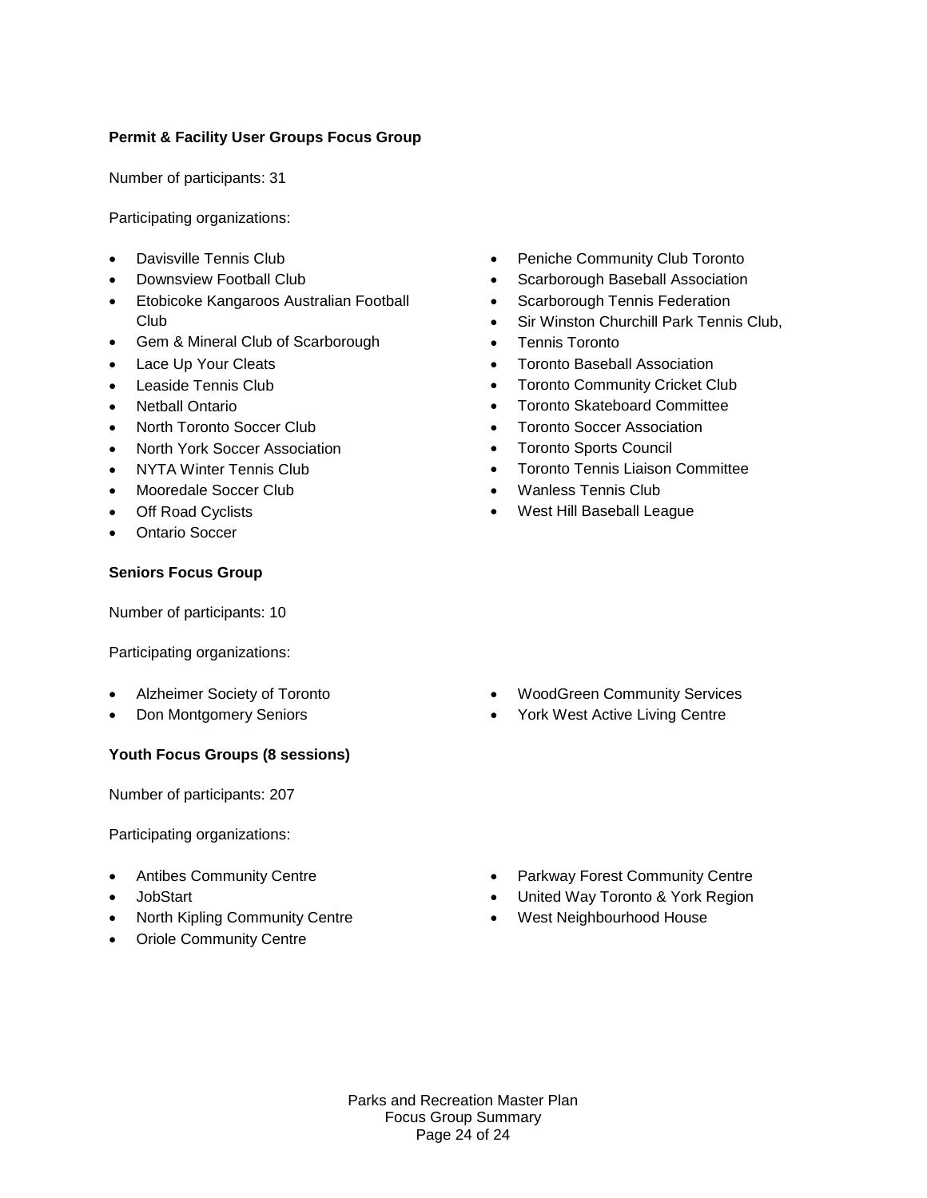**Permit & Facility User Groups Focus Group**

Number of participants: 31

Participating organizations:

- Davisville Tennis Club
- Downsview Football Club
- Etobicoke Kangaroos Australian Football Club
- Gem & Mineral Club of Scarborough
- Lace Up Your Cleats
- Leaside Tennis Club
- Netball Ontario
- North Toronto Soccer Club
- North York Soccer Association
- NYTA Winter Tennis Club
- Mooredale Soccer Club
- Off Road Cyclists
- Ontario Soccer
- Peniche Community Club Toronto
- Scarborough Baseball Association
- Scarborough Tennis Federation
- Sir Winston Churchill Park Tennis Club,
- Tennis Toronto
- Toronto Baseball Association
- Toronto Community Cricket Club
- Toronto Skateboard Committee
- Toronto Soccer Association
- Toronto Sports Council
- Toronto Tennis Liaison Committee
- Wanless Tennis Club
- West Hill Baseball League

**Seniors Focus Group**

Number of participants: 10

Participating organizations:

- Alzheimer Society of Toronto
- Don Montgomery Seniors
- WoodGreen Community Services
- York West Active Living Centre

**Youth Focus Groups (8 sessions)**

Number of participants: 207

Participating organizations:

- Antibes Community Centre
- JobStart
- North Kipling Community Centre
- Oriole Community Centre
- Parkway Forest Community Centre
- United Way Toronto & York Region
- West Neighbourhood House